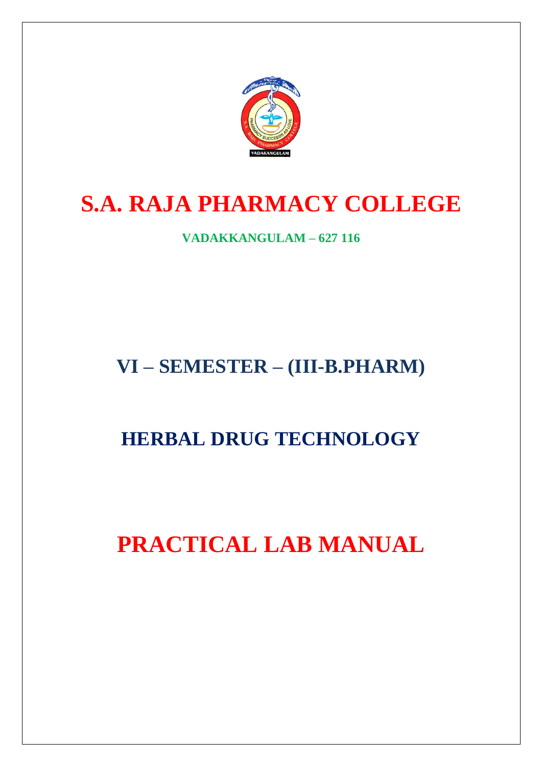# S.A. RAJA PHARMACY COLLEGE

**VADAKKANGULAM – 627 116**

## VI – SEMESTER – (III-B.PHARM)

## HERBAL DRUG TECHNOLOGY

# PRACTICAL LAB MANUAL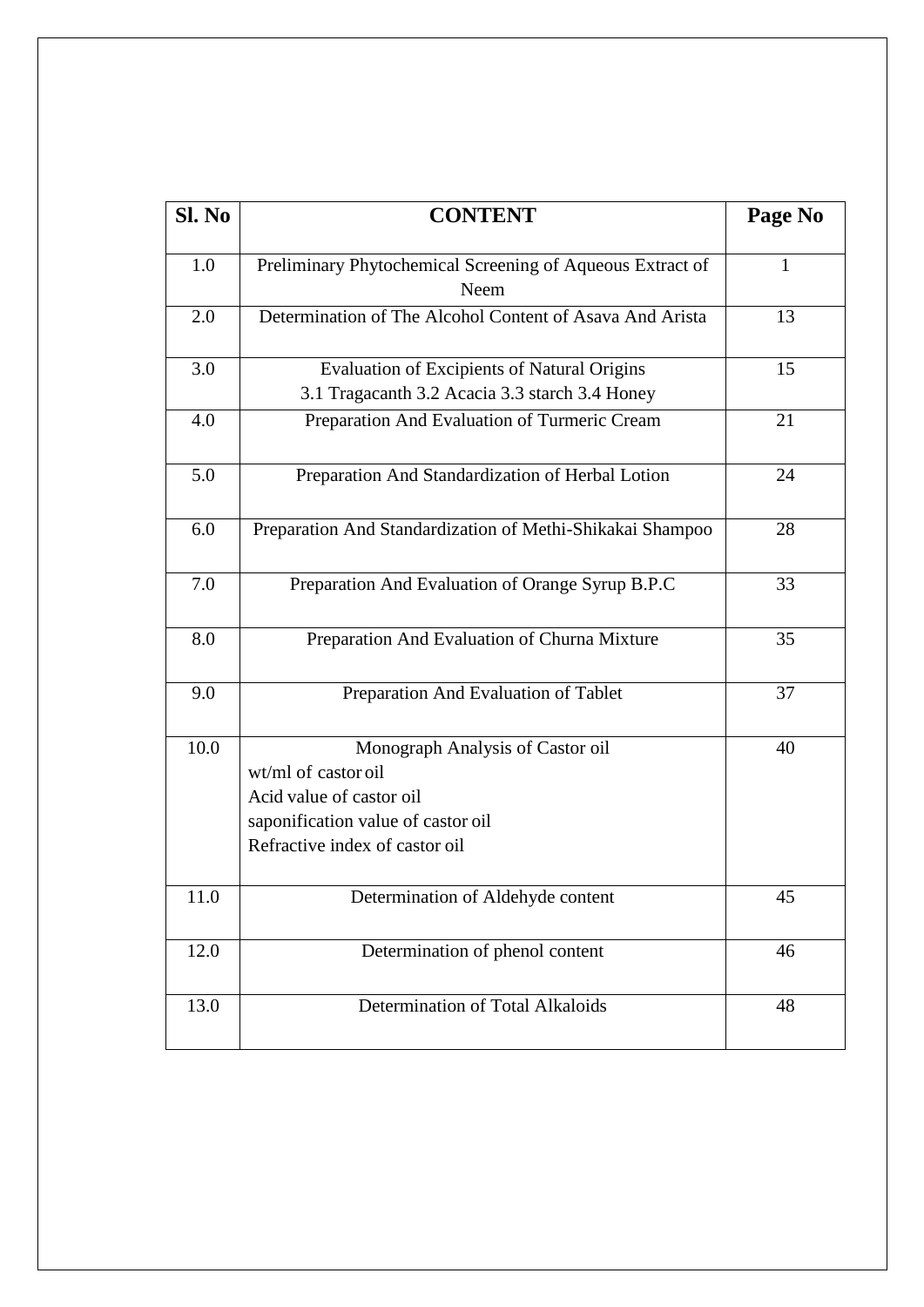| Sl. No | CONTENT | Page No |
|---|---|---|
| 1.0 | Preliminary Phytochemical Screening of Aqueous Extract of Neem | 1 |
| 2.0 | Determination of The Alcohol Content of Asava And Arista | 13 |
| 3.0 | Evaluation of Excipients of Natural Origins<br>3.1 Tragacanth 3.2 Acacia 3.3 starch 3.4 Honey | 15 |
| 4.0 | Preparation And Evaluation of Turmeric Cream | 21 |
| 5.0 | Preparation And Standardization of Herbal Lotion | 24 |
| 6.0 | Preparation And Standardization of Methi-Shikakai Shampoo | 28 |
| 7.0 | Preparation And Evaluation of Orange Syrup B.P.C | 33 |
| 8.0 | Preparation And Evaluation of Churna Mixture | 35 |
| 9.0 | Preparation And Evaluation of Tablet | 37 |
| 10.0 | Monograph Analysis of Castor oil<br>wt/ml of castor oil<br>Acid value of castor oil<br>saponification value of castor oil<br>Refractive index of castor oil | 40 |
| 11.0 | Determination of Aldehyde content | 45 |
| 12.0 | Determination of phenol content | 46 |
| 13.0 | Determination of Total Alkaloids | 48 |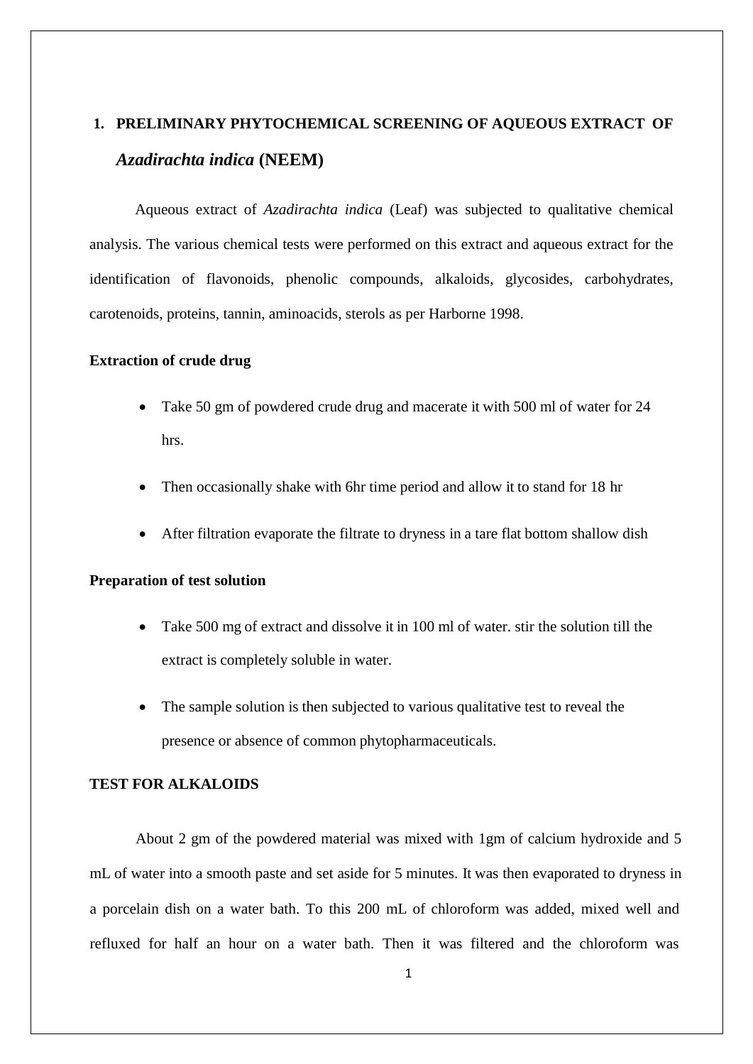## 1. PRELIMINARY PHYTOCHEMICAL SCREENING OF AQUEOUS EXTRACT OF *Azadirachta indica* (NEEM)

Aqueous extract of *Azadirachta indica* (Leaf) was subjected to qualitative chemical analysis. The various chemical tests were performed on this extract and aqueous extract for the identification of flavonoids, phenolic compounds, alkaloids, glycosides, carbohydrates, carotenoids, proteins, tannin, aminoacids, sterols as per Harborne 1998.

**Extraction of crude drug**

- Take 50 gm of powdered crude drug and macerate it with 500 ml of water for 24 hrs.
- Then occasionally shake with 6hr time period and allow it to stand for 18 hr
- After filtration evaporate the filtrate to dryness in a tare flat bottom shallow dish

**Preparation of test solution**

- Take 500 mg of extract and dissolve it in 100 ml of water. stir the solution till the extract is completely soluble in water.
- The sample solution is then subjected to various qualitative test to reveal the presence or absence of common phytopharmaceuticals.

**TEST FOR ALKALOIDS**

About 2 gm of the powdered material was mixed with 1gm of calcium hydroxide and 5 mL of water into a smooth paste and set aside for 5 minutes. It was then evaporated to dryness in a porcelain dish on a water bath. To this 200 mL of chloroform was added, mixed well and refluxed for half an hour on a water bath. Then it was filtered and the chloroform was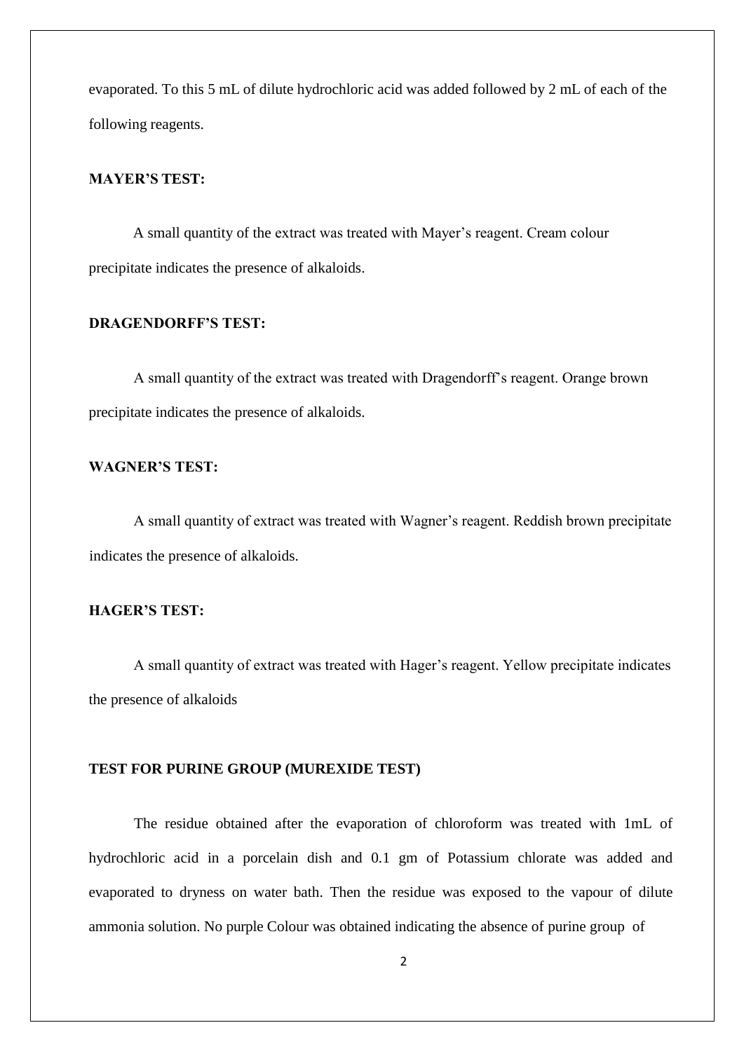evaporated. To this 5 mL of dilute hydrochloric acid was added followed by 2 mL of each of the following reagents.

**MAYER'S TEST:**

A small quantity of the extract was treated with Mayer's reagent. Cream colour precipitate indicates the presence of alkaloids.

**DRAGENDORFF'S TEST:**

A small quantity of the extract was treated with Dragendorff's reagent. Orange brown precipitate indicates the presence of alkaloids.

**WAGNER'S TEST:**

A small quantity of extract was treated with Wagner's reagent. Reddish brown precipitate indicates the presence of alkaloids.

**HAGER'S TEST:**

A small quantity of extract was treated with Hager's reagent. Yellow precipitate indicates the presence of alkaloids

**TEST FOR PURINE GROUP (MUREXIDE TEST)**

The residue obtained after the evaporation of chloroform was treated with 1mL of hydrochloric acid in a porcelain dish and 0.1 gm of Potassium chlorate was added and evaporated to dryness on water bath. Then the residue was exposed to the vapour of dilute ammonia solution. No purple Colour was obtained indicating the absence of purine group of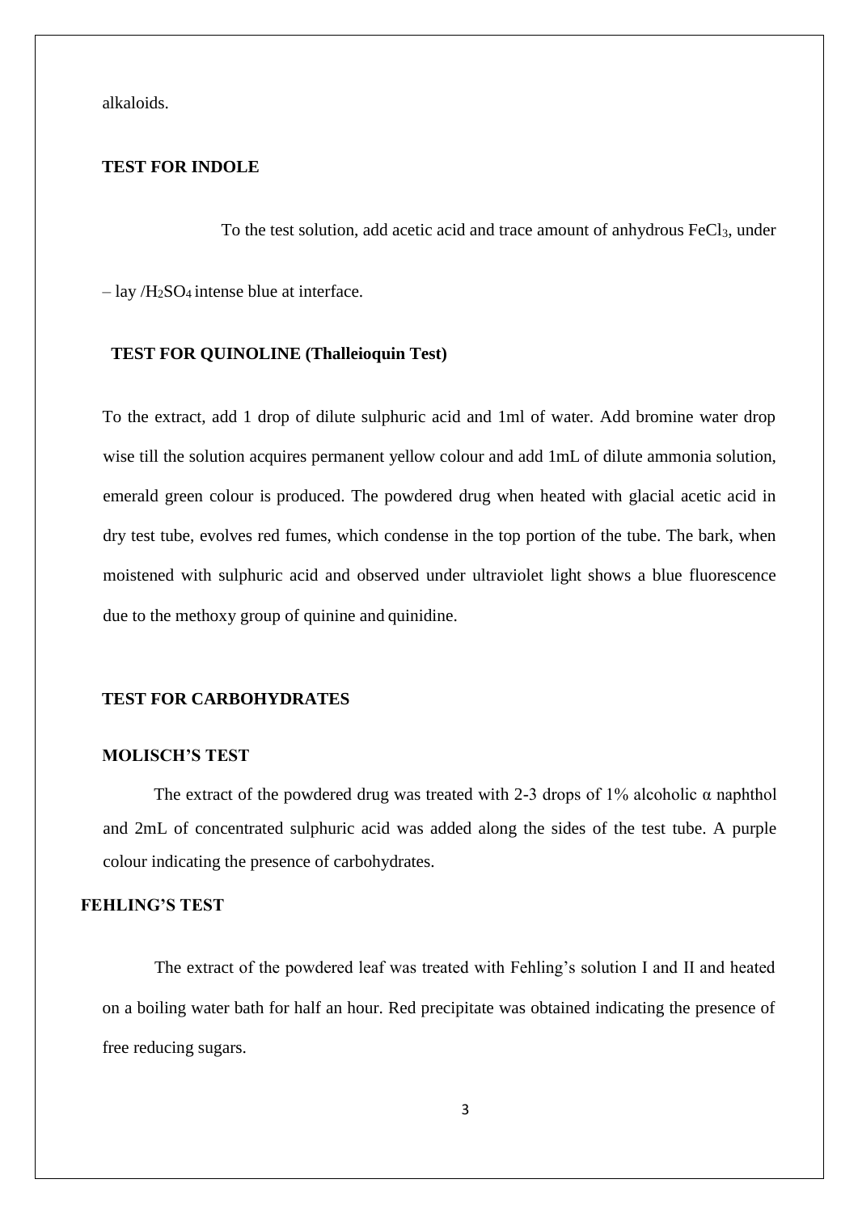alkaloids.

**TEST FOR INDOLE**

To the test solution, add acetic acid and trace amount of anhydrous $FeCl_3$, under – lay /$H_2SO_4$ intense blue at interface.

**TEST FOR QUINOLINE (Thalleioquin Test)**

To the extract, add 1 drop of dilute sulphuric acid and 1ml of water. Add bromine water drop wise till the solution acquires permanent yellow colour and add 1mL of dilute ammonia solution, emerald green colour is produced. The powdered drug when heated with glacial acetic acid in dry test tube, evolves red fumes, which condense in the top portion of the tube. The bark, when moistened with sulphuric acid and observed under ultraviolet light shows a blue fluorescence due to the methoxy group of quinine and quinidine.

**TEST FOR CARBOHYDRATES**

**MOLISCH'S TEST**

The extract of the powdered drug was treated with 2-3 drops of 1% alcoholic α naphthol and 2mL of concentrated sulphuric acid was added along the sides of the test tube. A purple colour indicating the presence of carbohydrates.

**FEHLING'S TEST**

The extract of the powdered leaf was treated with Fehling's solution I and II and heated on a boiling water bath for half an hour. Red precipitate was obtained indicating the presence of free reducing sugars.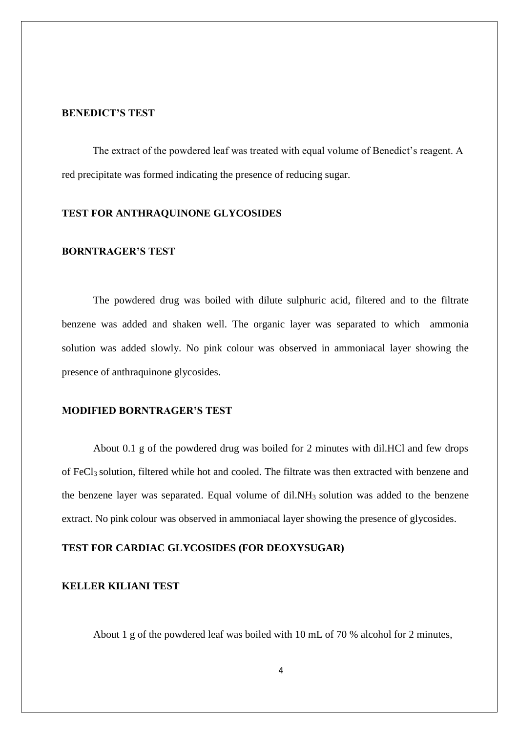### BENEDICT'S TEST

The extract of the powdered leaf was treated with equal volume of Benedict's reagent. A red precipitate was formed indicating the presence of reducing sugar.

### TEST FOR ANTHRAQUINONE GLYCOSIDES

### BORNTRAGER'S TEST

The powdered drug was boiled with dilute sulphuric acid, filtered and to the filtrate benzene was added and shaken well. The organic layer was separated to which ammonia solution was added slowly. No pink colour was observed in ammoniacal layer showing the presence of anthraquinone glycosides.

### MODIFIED BORNTRAGER'S TEST

About 0.1 g of the powdered drug was boiled for 2 minutes with dil.HCl and few drops of $FeCl_3$ solution, filtered while hot and cooled. The filtrate was then extracted with benzene and the benzene layer was separated. Equal volume of dil.$NH_3$ solution was added to the benzene extract. No pink colour was observed in ammoniacal layer showing the presence of glycosides.

### TEST FOR CARDIAC GLYCOSIDES (FOR DEOXYSUGAR)

### KELLER KILIANI TEST

About 1 g of the powdered leaf was boiled with 10 mL of 70 % alcohol for 2 minutes,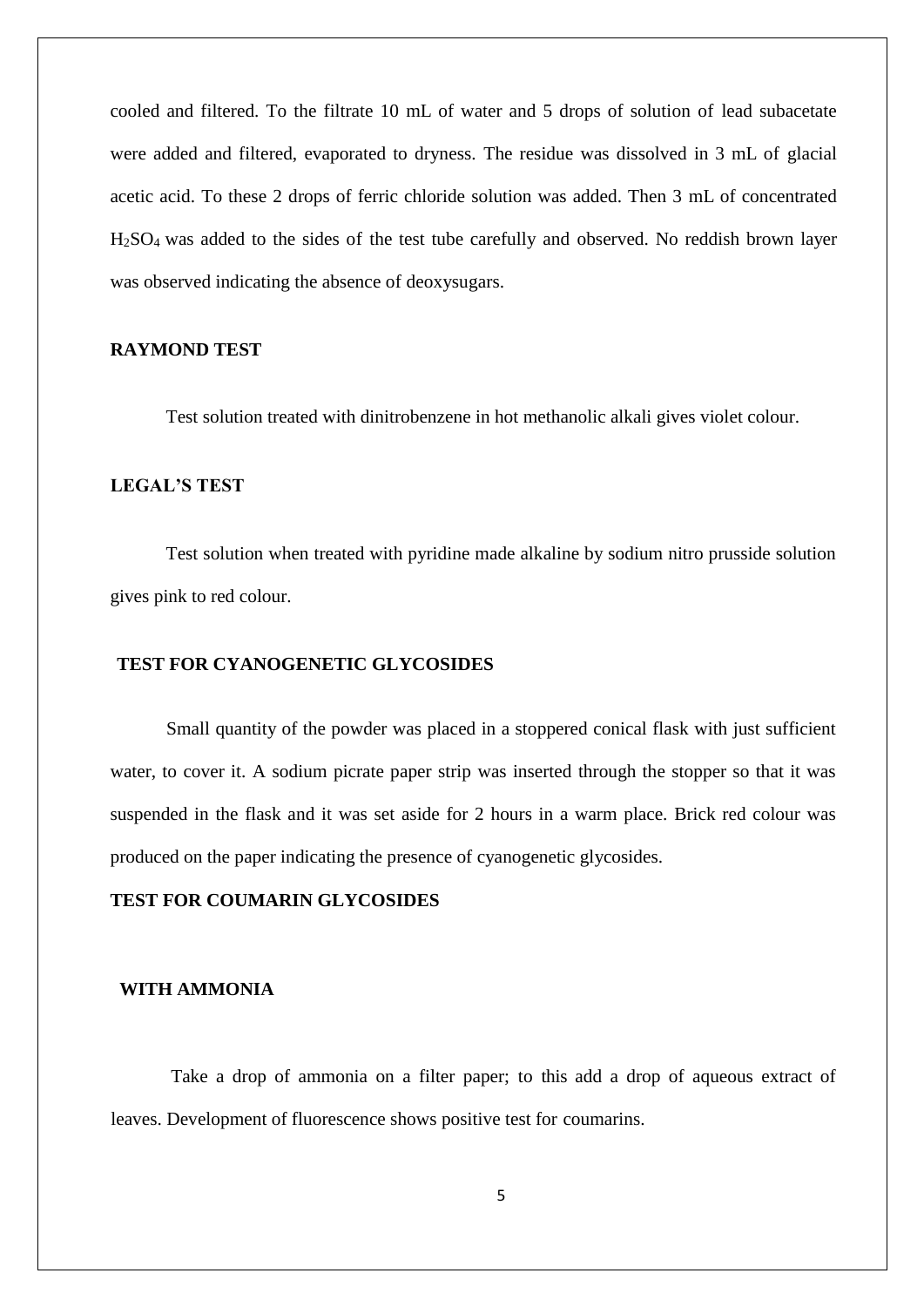cooled and filtered. To the filtrate 10 mL of water and 5 drops of solution of lead subacetate were added and filtered, evaporated to dryness. The residue was dissolved in 3 mL of glacial acetic acid. To these 2 drops of ferric chloride solution was added. Then 3 mL of concentrated $H_2SO_4$ was added to the sides of the test tube carefully and observed. No reddish brown layer was observed indicating the absence of deoxysugars.

**RAYMOND TEST**

Test solution treated with dinitrobenzene in hot methanolic alkali gives violet colour.

**LEGAL'S TEST**

Test solution when treated with pyridine made alkaline by sodium nitro prusside solution gives pink to red colour.

**TEST FOR CYANOGENETIC GLYCOSIDES**

Small quantity of the powder was placed in a stoppered conical flask with just sufficient water, to cover it. A sodium picrate paper strip was inserted through the stopper so that it was suspended in the flask and it was set aside for 2 hours in a warm place. Brick red colour was produced on the paper indicating the presence of cyanogenetic glycosides.

**TEST FOR COUMARIN GLYCOSIDES**

**WITH AMMONIA**

Take a drop of ammonia on a filter paper; to this add a drop of aqueous extract of leaves. Development of fluorescence shows positive test for coumarins.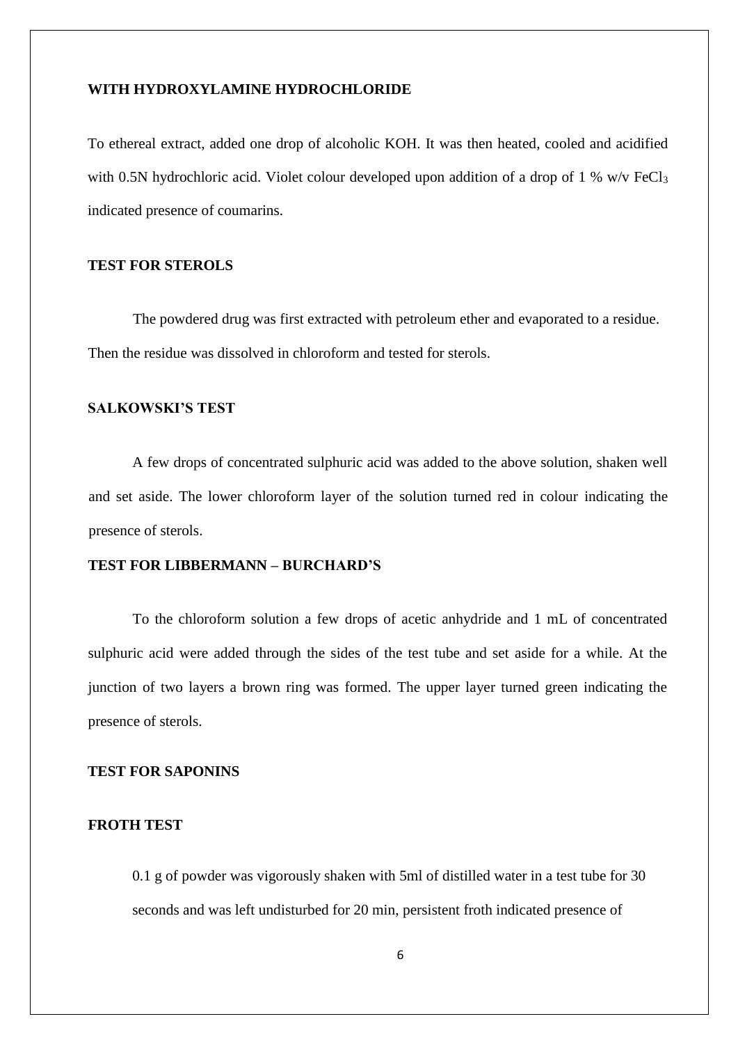**WITH HYDROXYLAMINE HYDROCHLORIDE**

To ethereal extract, added one drop of alcoholic KOH. It was then heated, cooled and acidified with 0.5N hydrochloric acid. Violet colour developed upon addition of a drop of 1 % w/v $FeCl_3$ indicated presence of coumarins.

**TEST FOR STEROLS**

The powdered drug was first extracted with petroleum ether and evaporated to a residue. Then the residue was dissolved in chloroform and tested for sterols.

**SALKOWSKI'S TEST**

A few drops of concentrated sulphuric acid was added to the above solution, shaken well and set aside. The lower chloroform layer of the solution turned red in colour indicating the presence of sterols.

**TEST FOR LIBBERMANN – BURCHARD'S**

To the chloroform solution a few drops of acetic anhydride and 1 mL of concentrated sulphuric acid were added through the sides of the test tube and set aside for a while. At the junction of two layers a brown ring was formed. The upper layer turned green indicating the presence of sterols.

**TEST FOR SAPONINS**

**FROTH TEST**

0.1 g of powder was vigorously shaken with 5ml of distilled water in a test tube for 30 seconds and was left undisturbed for 20 min, persistent froth indicated presence of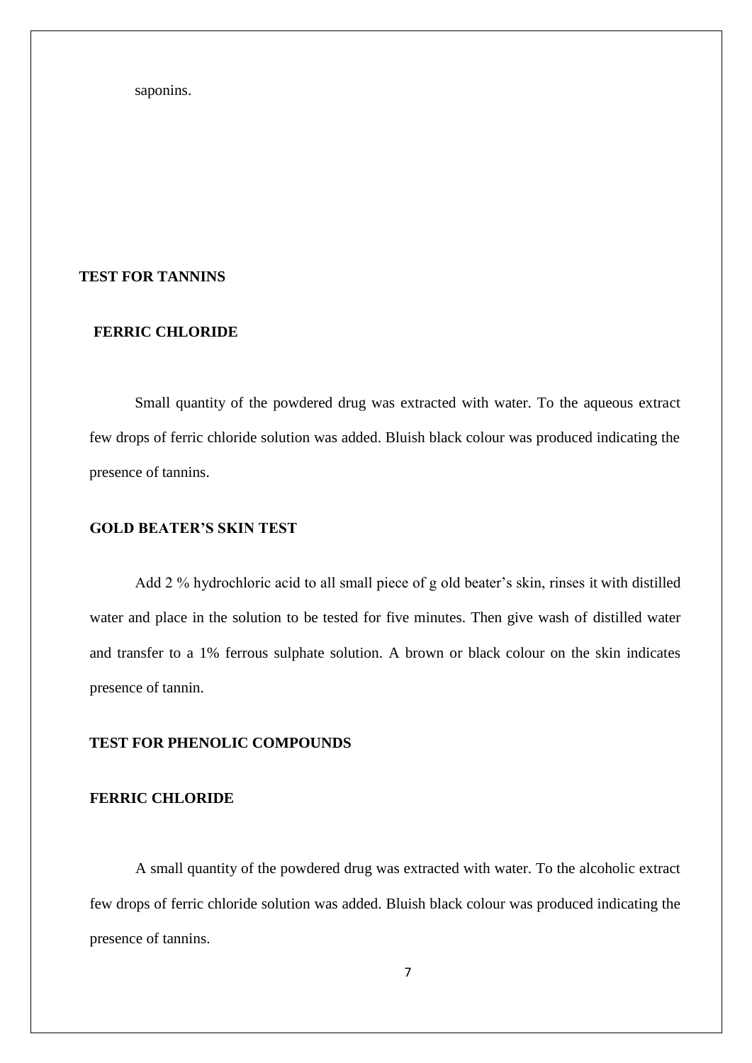saponins.

## TEST FOR TANNINS

### FERRIC CHLORIDE

Small quantity of the powdered drug was extracted with water. To the aqueous extract few drops of ferric chloride solution was added. Bluish black colour was produced indicating the presence of tannins.

### GOLD BEATER'S SKIN TEST

Add 2 % hydrochloric acid to all small piece of g old beater's skin, rinses it with distilled water and place in the solution to be tested for five minutes. Then give wash of distilled water and transfer to a 1% ferrous sulphate solution. A brown or black colour on the skin indicates presence of tannin.

## TEST FOR PHENOLIC COMPOUNDS

### FERRIC CHLORIDE

A small quantity of the powdered drug was extracted with water. To the alcoholic extract few drops of ferric chloride solution was added. Bluish black colour was produced indicating the presence of tannins.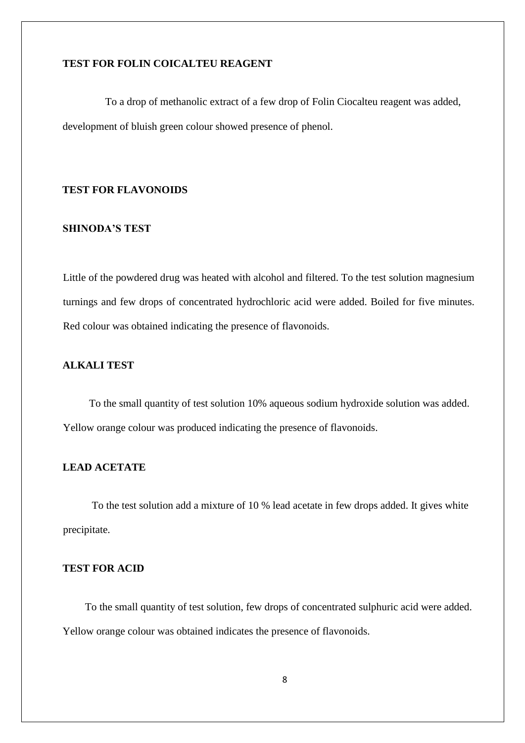### TEST FOR FOLIN COICALTEU REAGENT

To a drop of methanolic extract of a few drop of Folin Ciocalteu reagent was added, development of bluish green colour showed presence of phenol.

### TEST FOR FLAVONOIDS

### SHINODA'S TEST

Little of the powdered drug was heated with alcohol and filtered. To the test solution magnesium turnings and few drops of concentrated hydrochloric acid were added. Boiled for five minutes. Red colour was obtained indicating the presence of flavonoids.

### ALKALI TEST

To the small quantity of test solution 10% aqueous sodium hydroxide solution was added. Yellow orange colour was produced indicating the presence of flavonoids.

### LEAD ACETATE

To the test solution add a mixture of 10 % lead acetate in few drops added. It gives white precipitate.

### TEST FOR ACID

To the small quantity of test solution, few drops of concentrated sulphuric acid were added. Yellow orange colour was obtained indicates the presence of flavonoids.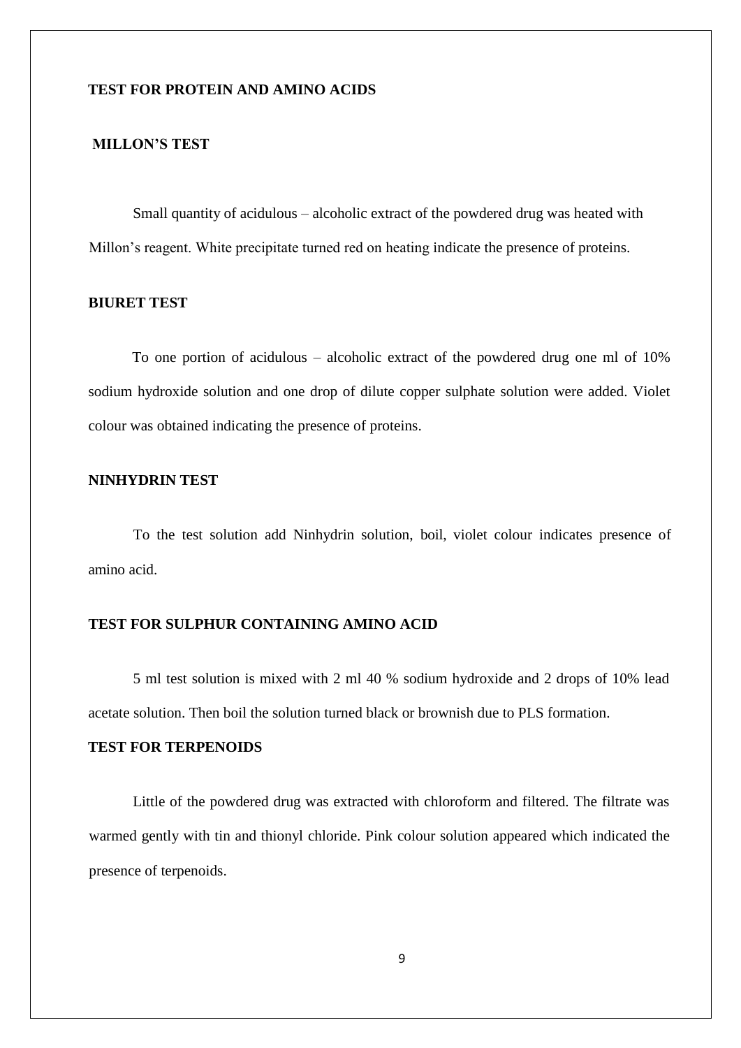**TEST FOR PROTEIN AND AMINO ACIDS**

**MILLON'S TEST**

Small quantity of acidulous – alcoholic extract of the powdered drug was heated with Millon's reagent. White precipitate turned red on heating indicate the presence of proteins.

**BIURET TEST**

To one portion of acidulous – alcoholic extract of the powdered drug one ml of 10% sodium hydroxide solution and one drop of dilute copper sulphate solution were added. Violet colour was obtained indicating the presence of proteins.

**NINHYDRIN TEST**

To the test solution add Ninhydrin solution, boil, violet colour indicates presence of amino acid.

**TEST FOR SULPHUR CONTAINING AMINO ACID**

5 ml test solution is mixed with 2 ml 40 % sodium hydroxide and 2 drops of 10% lead acetate solution. Then boil the solution turned black or brownish due to PLS formation.

**TEST FOR TERPENOIDS**

Little of the powdered drug was extracted with chloroform and filtered. The filtrate was warmed gently with tin and thionyl chloride. Pink colour solution appeared which indicated the presence of terpenoids.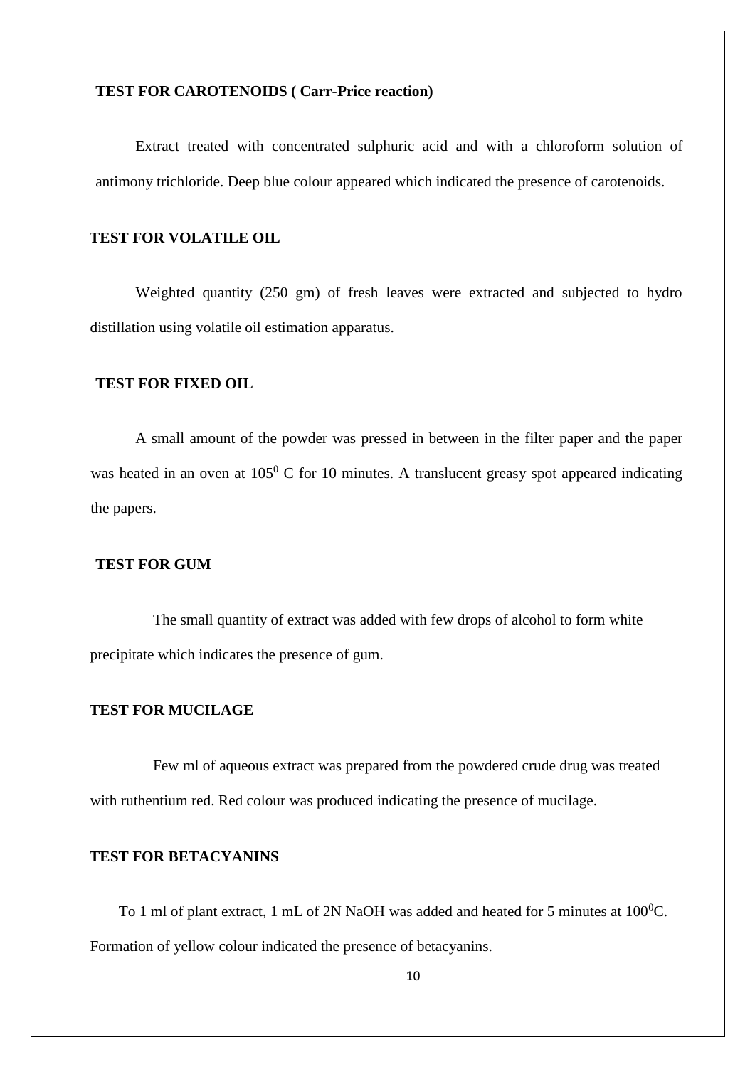**TEST FOR CAROTENOIDS ( Carr-Price reaction)**

Extract treated with concentrated sulphuric acid and with a chloroform solution of antimony trichloride. Deep blue colour appeared which indicated the presence of carotenoids.

**TEST FOR VOLATILE OIL**

Weighted quantity (250 gm) of fresh leaves were extracted and subjected to hydro distillation using volatile oil estimation apparatus.

**TEST FOR FIXED OIL**

A small amount of the powder was pressed in between in the filter paper and the paper was heated in an oven at $105^0$ C for 10 minutes. A translucent greasy spot appeared indicating the papers.

**TEST FOR GUM**

The small quantity of extract was added with few drops of alcohol to form white precipitate which indicates the presence of gum.

**TEST FOR MUCILAGE**

Few ml of aqueous extract was prepared from the powdered crude drug was treated with ruthentium red. Red colour was produced indicating the presence of mucilage.

**TEST FOR BETACYANINS**

To 1 ml of plant extract, 1 mL of 2N NaOH was added and heated for 5 minutes at $100^0$C. Formation of yellow colour indicated the presence of betacyanins.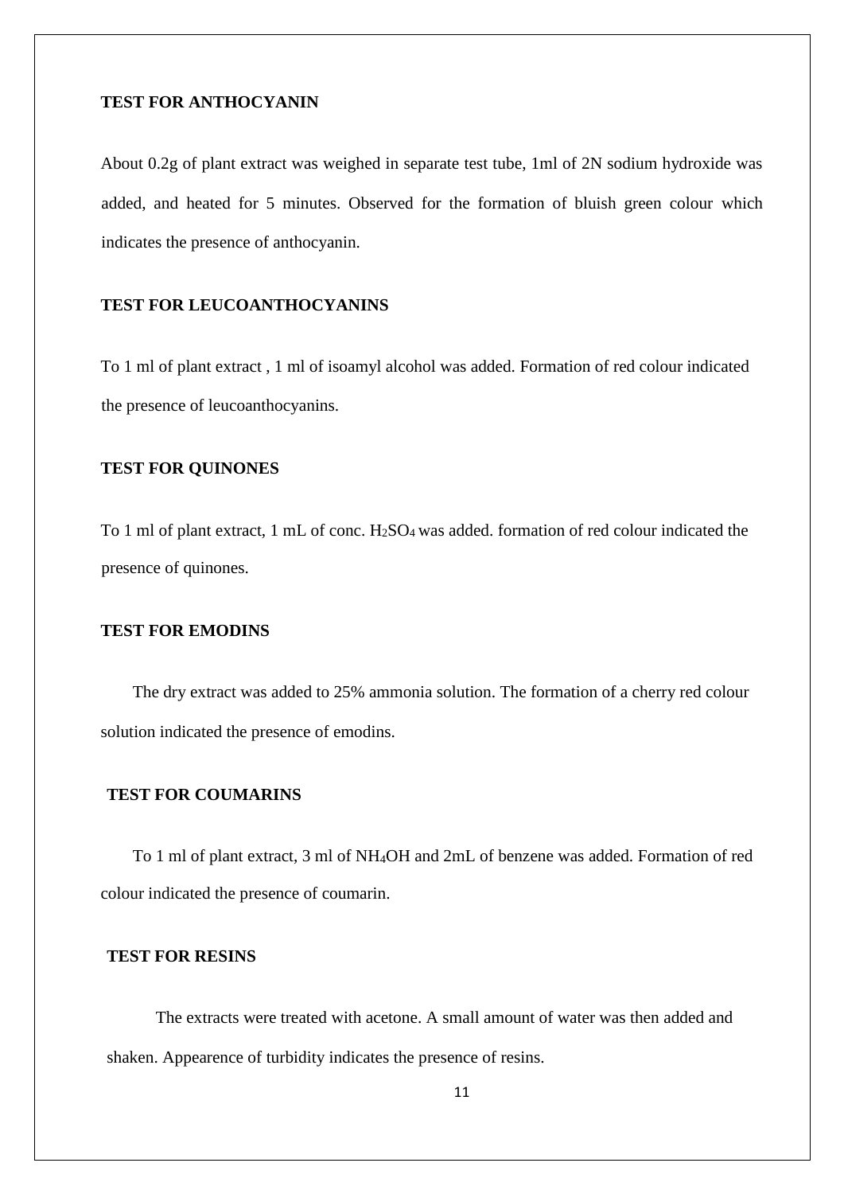**TEST FOR ANTHOCYANIN**

About 0.2g of plant extract was weighed in separate test tube, 1ml of 2N sodium hydroxide was added, and heated for 5 minutes. Observed for the formation of bluish green colour which indicates the presence of anthocyanin.

**TEST FOR LEUCOANTHOCYANINS**

To 1 ml of plant extract , 1 ml of isoamyl alcohol was added. Formation of red colour indicated the presence of leucoanthocyanins.

**TEST FOR QUINONES**

To 1 ml of plant extract, 1 mL of conc. $H_2SO_4$ was added. formation of red colour indicated the presence of quinones.

**TEST FOR EMODINS**

The dry extract was added to 25% ammonia solution. The formation of a cherry red colour solution indicated the presence of emodins.

**TEST FOR COUMARINS**

To 1 ml of plant extract, 3 ml of $NH_4OH$ and 2mL of benzene was added. Formation of red colour indicated the presence of coumarin.

**TEST FOR RESINS**

The extracts were treated with acetone. A small amount of water was then added and shaken. Appearence of turbidity indicates the presence of resins.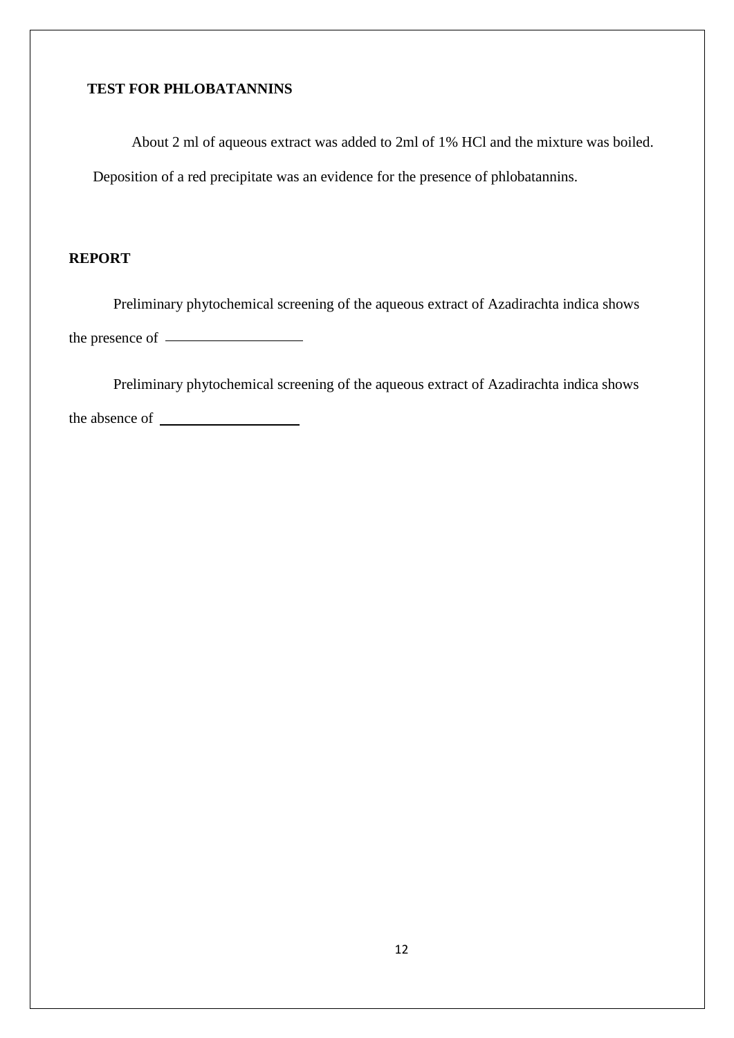### TEST FOR PHLOBATANNINS

About 2 ml of aqueous extract was added to 2ml of 1% HCl and the mixture was boiled. Deposition of a red precipitate was an evidence for the presence of phlobatannins.

## REPORT

Preliminary phytochemical screening of the aqueous extract of Azadirachta indica shows the presence of ___________________

Preliminary phytochemical screening of the aqueous extract of Azadirachta indica shows the absence of ___________________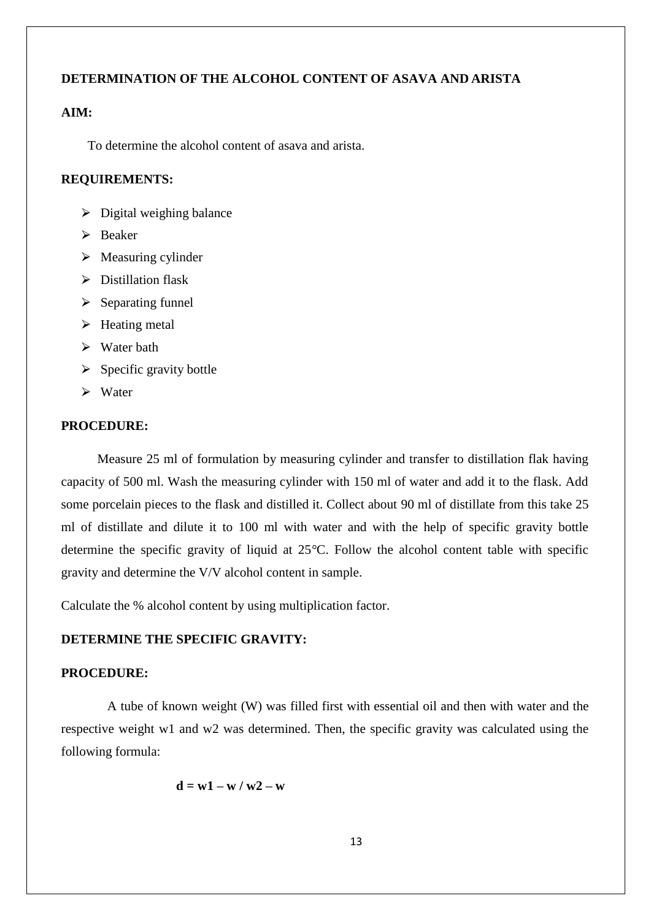**DETERMINATION OF THE ALCOHOL CONTENT OF ASAVA AND ARISTA**

**AIM:**

To determine the alcohol content of asava and arista.

**REQUIREMENTS:**

- Digital weighing balance
- Beaker
- Measuring cylinder
- Distillation flask
- Separating funnel
- Heating metal
- Water bath
- Specific gravity bottle
- Water

**PROCEDURE:**

Measure 25 ml of formulation by measuring cylinder and transfer to distillation flak having capacity of 500 ml. Wash the measuring cylinder with 150 ml of water and add it to the flask. Add some porcelain pieces to the flask and distilled it. Collect about 90 ml of distillate from this take 25 ml of distillate and dilute it to 100 ml with water and with the help of specific gravity bottle determine the specific gravity of liquid at 25°C. Follow the alcohol content table with specific gravity and determine the V/V alcohol content in sample.

Calculate the % alcohol content by using multiplication factor.

**DETERMINE THE SPECIFIC GRAVITY:**

**PROCEDURE:**

A tube of known weight (W) was filled first with essential oil and then with water and the respective weight w1 and w2 was determined. Then, the specific gravity was calculated using the following formula:

$$d = w1 – w / w2 – w$$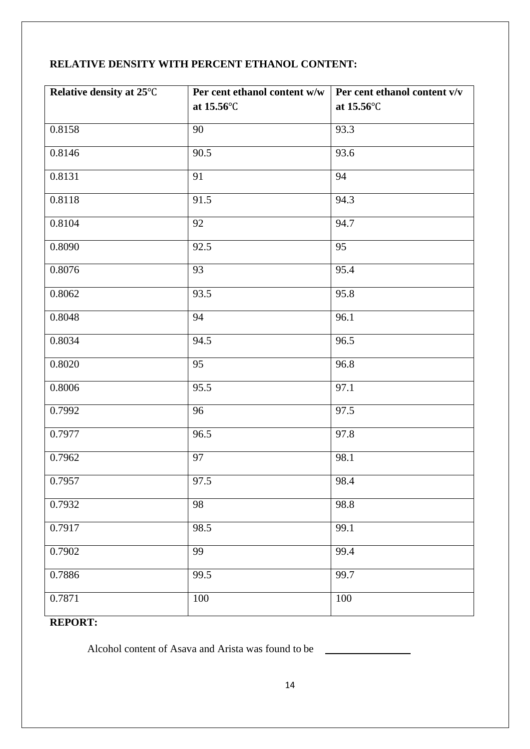**RELATIVE DENSITY WITH PERCENT ETHANOL CONTENT:**

| Relative density at 25℃ | Per cent ethanol content w/w at 15.56℃ | Per cent ethanol content v/v at 15.56℃ |
|---|---|---|
| 0.8158 | 90 | 93.3 |
| 0.8146 | 90.5 | 93.6 |
| 0.8131 | 91 | 94 |
| 0.8118 | 91.5 | 94.3 |
| 0.8104 | 92 | 94.7 |
| 0.8090 | 92.5 | 95 |
| 0.8076 | 93 | 95.4 |
| 0.8062 | 93.5 | 95.8 |
| 0.8048 | 94 | 96.1 |
| 0.8034 | 94.5 | 96.5 |
| 0.8020 | 95 | 96.8 |
| 0.8006 | 95.5 | 97.1 |
| 0.7992 | 96 | 97.5 |
| 0.7977 | 96.5 | 97.8 |
| 0.7962 | 97 | 98.1 |
| 0.7957 | 97.5 | 98.4 |
| 0.7932 | 98 | 98.8 |
| 0.7917 | 98.5 | 99.1 |
| 0.7902 | 99 | 99.4 |
| 0.7886 | 99.5 | 99.7 |
| 0.7871 | 100 | 100 |

**REPORT:**

Alcohol content of Asava and Arista was found to be \_\_\_\_\_\_\_\_\_\_\_\_\_\_\_\_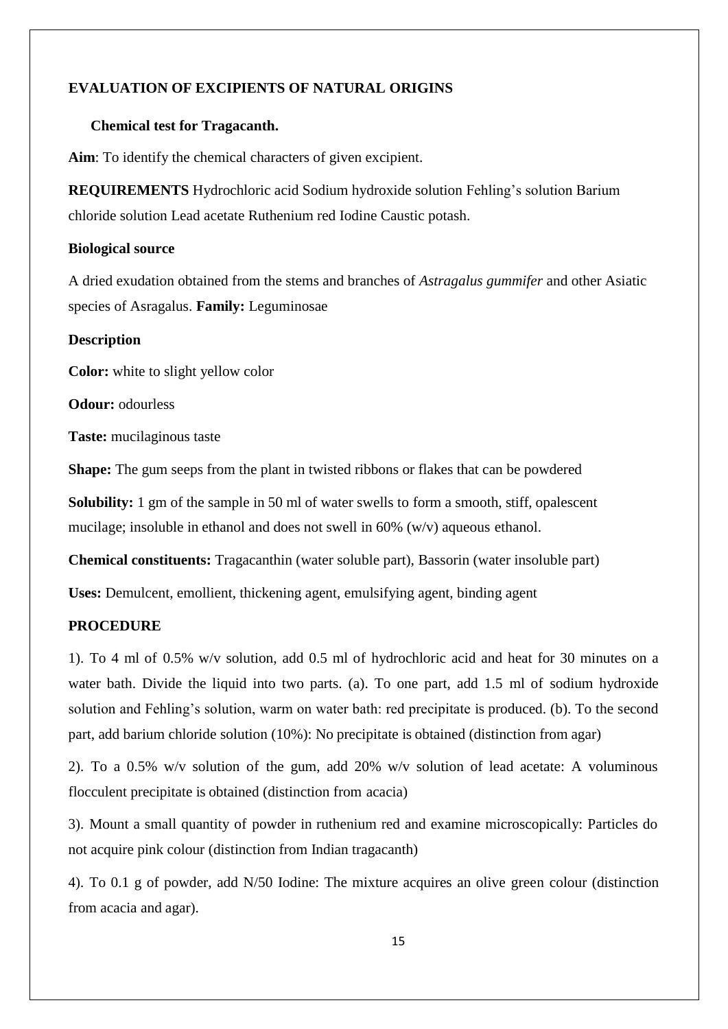# EVALUATION OF EXCIPIENTS OF NATURAL ORIGINS

## Chemical test for Tragacanth.

**Aim**: To identify the chemical characters of given excipient.

**REQUIREMENTS** Hydrochloric acid Sodium hydroxide solution Fehling's solution Barium chloride solution Lead acetate Ruthenium red Iodine Caustic potash.

**Biological source**

A dried exudation obtained from the stems and branches of *Astragalus gummifer* and other Asiatic species of Asragalus. **Family:** Leguminosae

**Description**

**Color:** white to slight yellow color

**Odour:** odourless

**Taste:** mucilaginous taste

**Shape:** The gum seeps from the plant in twisted ribbons or flakes that can be powdered

**Solubility:** 1 gm of the sample in 50 ml of water swells to form a smooth, stiff, opalescent mucilage; insoluble in ethanol and does not swell in 60% (w/v) aqueous ethanol.

**Chemical constituents:** Tragacanthin (water soluble part), Bassorin (water insoluble part)

**Uses:** Demulcent, emollient, thickening agent, emulsifying agent, binding agent

**PROCEDURE**

1). To 4 ml of 0.5% w/v solution, add 0.5 ml of hydrochloric acid and heat for 30 minutes on a water bath. Divide the liquid into two parts. (a). To one part, add 1.5 ml of sodium hydroxide solution and Fehling's solution, warm on water bath: red precipitate is produced. (b). To the second part, add barium chloride solution (10%): No precipitate is obtained (distinction from agar)

2). To a 0.5% w/v solution of the gum, add 20% w/v solution of lead acetate: A voluminous flocculent precipitate is obtained (distinction from acacia)

3). Mount a small quantity of powder in ruthenium red and examine microscopically: Particles do not acquire pink colour (distinction from Indian tragacanth)

4). To 0.1 g of powder, add N/50 Iodine: The mixture acquires an olive green colour (distinction from acacia and agar).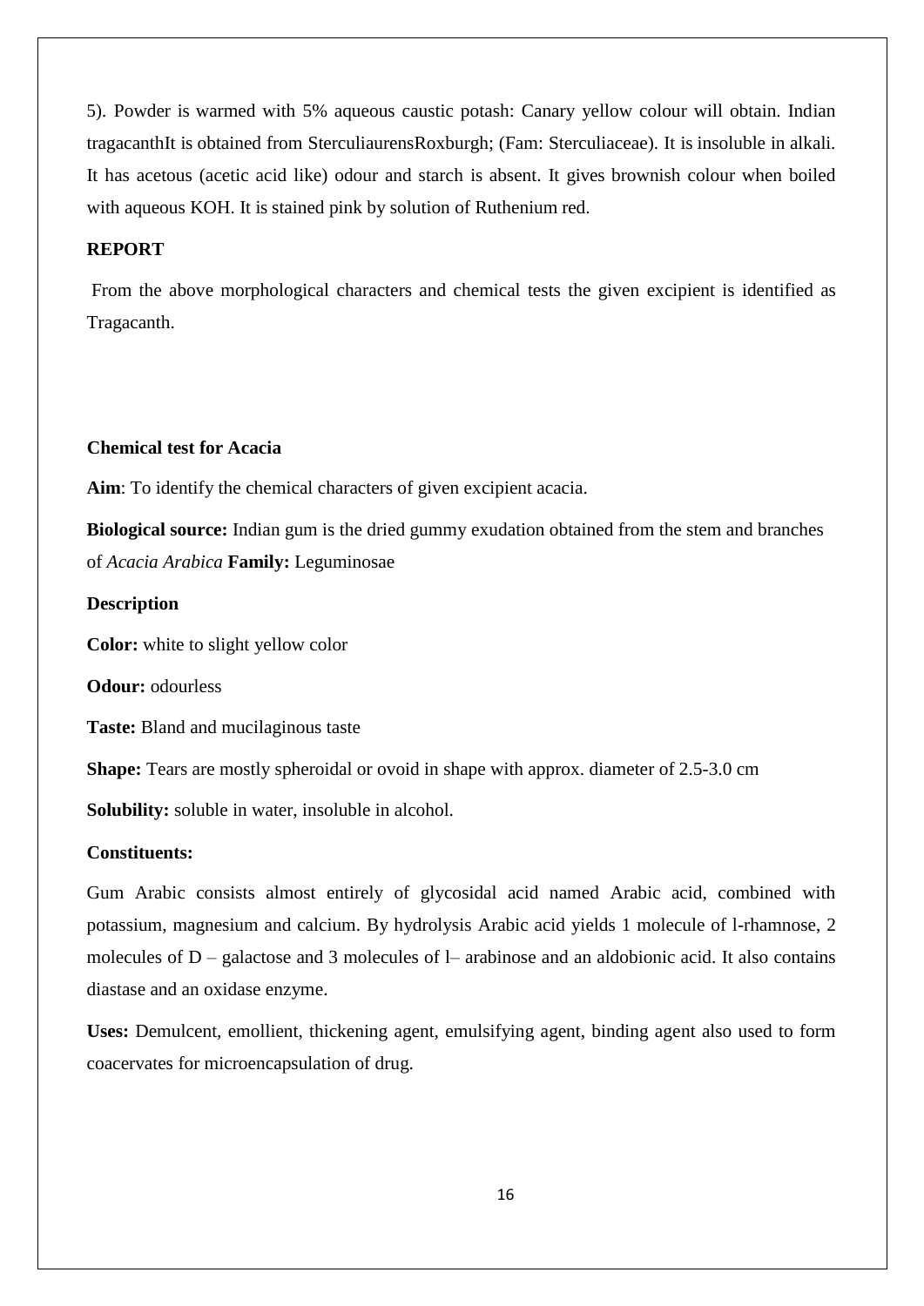5). Powder is warmed with 5% aqueous caustic potash: Canary yellow colour will obtain. Indian tragacanthIt is obtained from SterculiaurensRoxburgh; (Fam: Sterculiaceae). It is insoluble in alkali. It has acetous (acetic acid like) odour and starch is absent. It gives brownish colour when boiled with aqueous KOH. It is stained pink by solution of Ruthenium red.

**REPORT**

From the above morphological characters and chemical tests the given excipient is identified as Tragacanth.

**Chemical test for Acacia**

**Aim**: To identify the chemical characters of given excipient acacia.

**Biological source:** Indian gum is the dried gummy exudation obtained from the stem and branches of *Acacia Arabica* **Family:** Leguminosae

**Description**

**Color:** white to slight yellow color

**Odour:** odourless

**Taste:** Bland and mucilaginous taste

**Shape:** Tears are mostly spheroidal or ovoid in shape with approx. diameter of 2.5-3.0 cm

**Solubility:** soluble in water, insoluble in alcohol.

**Constituents:**

Gum Arabic consists almost entirely of glycosidal acid named Arabic acid, combined with potassium, magnesium and calcium. By hydrolysis Arabic acid yields 1 molecule of l-rhamnose, 2 molecules of D – galactose and 3 molecules of l– arabinose and an aldobionic acid. It also contains diastase and an oxidase enzyme.

**Uses:** Demulcent, emollient, thickening agent, emulsifying agent, binding agent also used to form coacervates for microencapsulation of drug.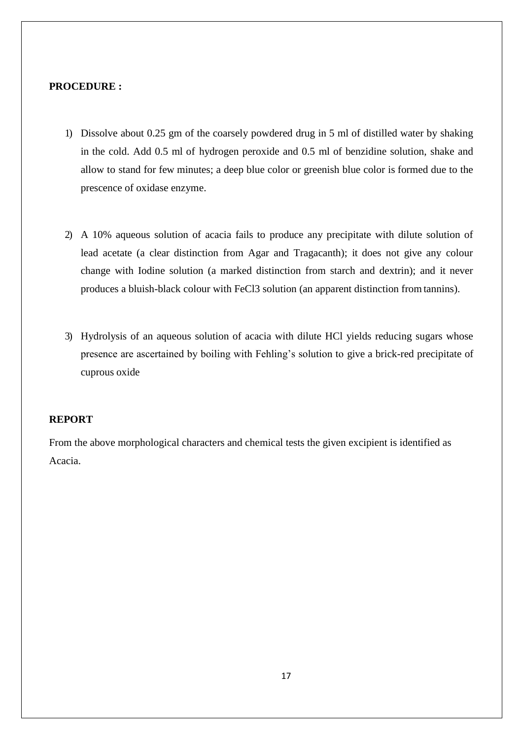**PROCEDURE :**

1) Dissolve about 0.25 gm of the coarsely powdered drug in 5 ml of distilled water by shaking in the cold. Add 0.5 ml of hydrogen peroxide and 0.5 ml of benzidine solution, shake and allow to stand for few minutes; a deep blue color or greenish blue color is formed due to the prescence of oxidase enzyme.

2) A 10% aqueous solution of acacia fails to produce any precipitate with dilute solution of lead acetate (a clear distinction from Agar and Tragacanth); it does not give any colour change with Iodine solution (a marked distinction from starch and dextrin); and it never produces a bluish-black colour with $FeCl_3$ solution (an apparent distinction from tannins).

3) Hydrolysis of an aqueous solution of acacia with dilute HCl yields reducing sugars whose presence are ascertained by boiling with Fehling's solution to give a brick-red precipitate of cuprous oxide

**REPORT**

From the above morphological characters and chemical tests the given excipient is identified as Acacia.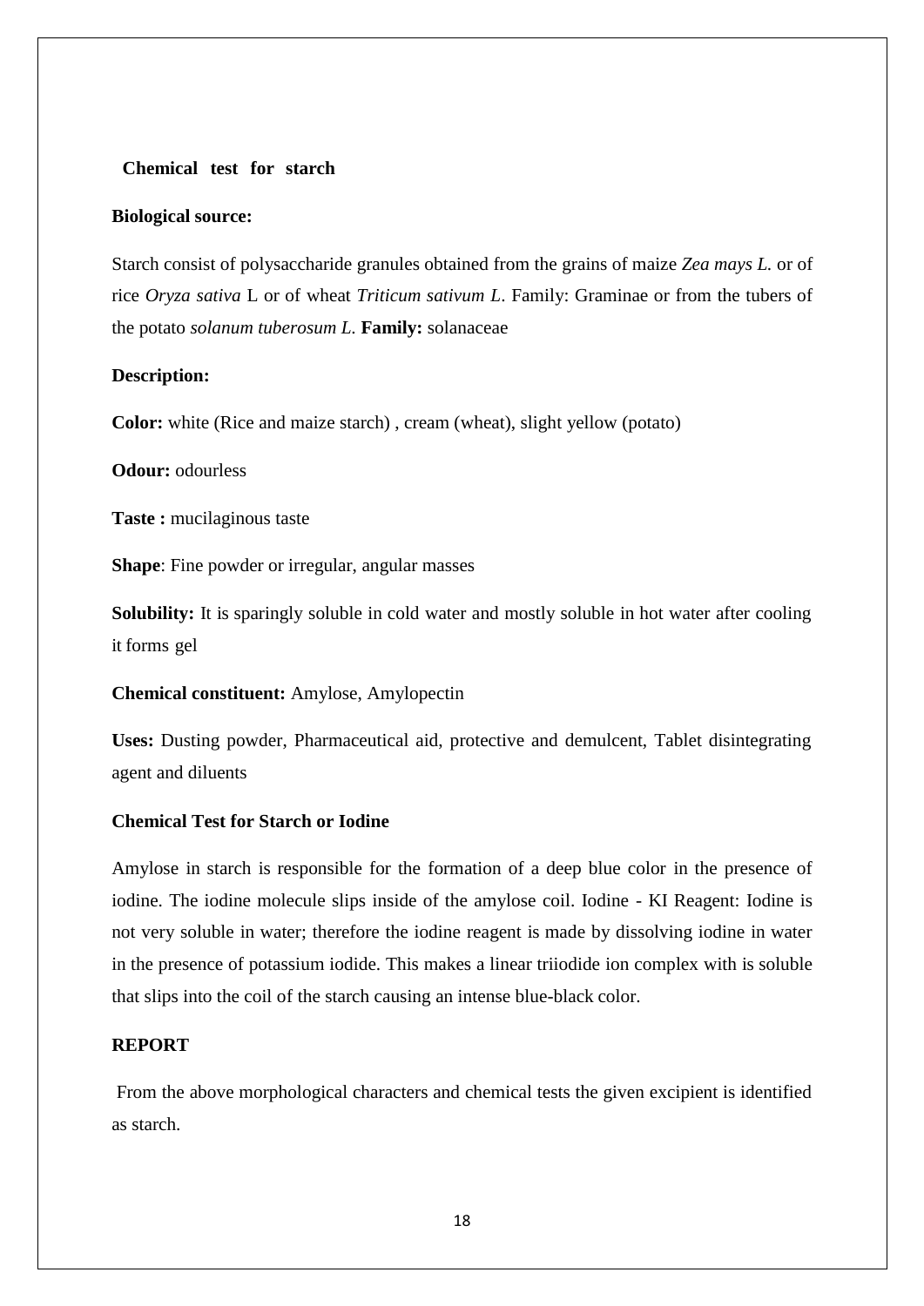## Chemical test for starch

**Biological source:**

Starch consist of polysaccharide granules obtained from the grains of maize *Zea mays L.* or of rice *Oryza sativa* L or of wheat *Triticum sativum L*. Family: Graminae or from the tubers of the potato *solanum tuberosum L.* **Family:** solanaceae

**Description:**

**Color:** white (Rice and maize starch) , cream (wheat), slight yellow (potato)

**Odour:** odourless

**Taste :** mucilaginous taste

**Shape**: Fine powder or irregular, angular masses

**Solubility:** It is sparingly soluble in cold water and mostly soluble in hot water after cooling it forms gel

**Chemical constituent:** Amylose, Amylopectin

**Uses:** Dusting powder, Pharmaceutical aid, protective and demulcent, Tablet disintegrating agent and diluents

**Chemical Test for Starch or Iodine**

Amylose in starch is responsible for the formation of a deep blue color in the presence of iodine. The iodine molecule slips inside of the amylose coil. Iodine - KI Reagent: Iodine is not very soluble in water; therefore the iodine reagent is made by dissolving iodine in water in the presence of potassium iodide. This makes a linear triiodide ion complex with is soluble that slips into the coil of the starch causing an intense blue-black color.

**REPORT**

From the above morphological characters and chemical tests the given excipient is identified as starch.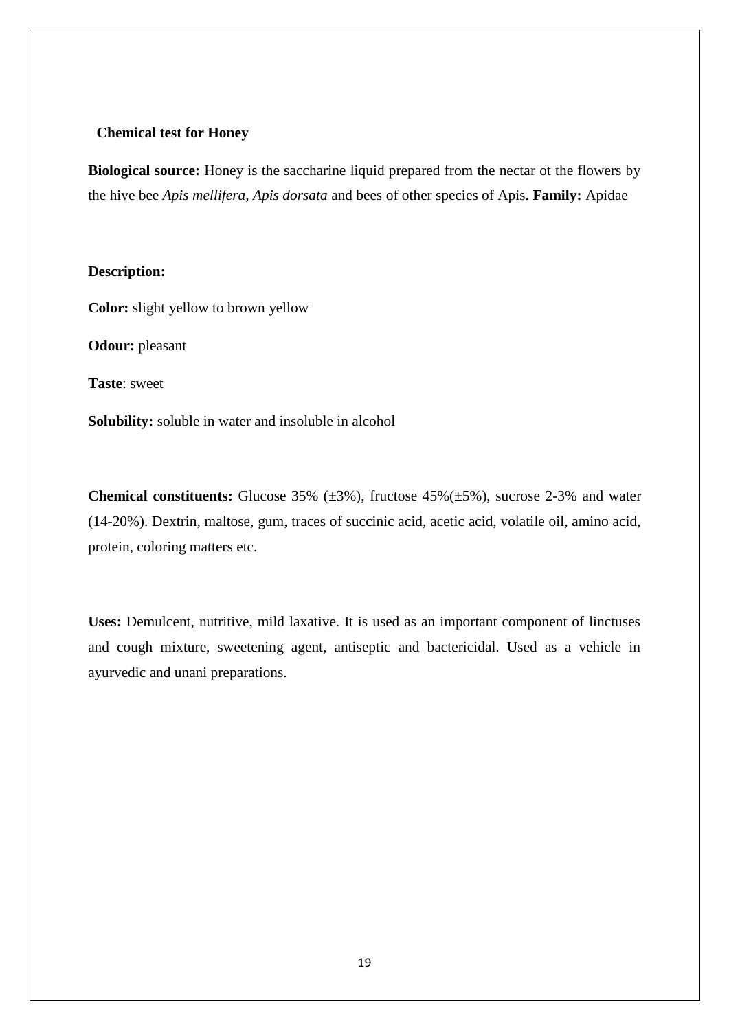## Chemical test for Honey

**Biological source:** Honey is the saccharine liquid prepared from the nectar ot the flowers by the hive bee *Apis mellifera, Apis dorsata* and bees of other species of Apis. **Family:** Apidae

**Description:**

**Color:** slight yellow to brown yellow

**Odour:** pleasant

**Taste**: sweet

**Solubility:** soluble in water and insoluble in alcohol

**Chemical constituents:** Glucose 35% (±3%), fructose 45%(±5%), sucrose 2-3% and water (14-20%). Dextrin, maltose, gum, traces of succinic acid, acetic acid, volatile oil, amino acid, protein, coloring matters etc.

**Uses:** Demulcent, nutritive, mild laxative. It is used as an important component of linctuses and cough mixture, sweetening agent, antiseptic and bactericidal. Used as a vehicle in ayurvedic and unani preparations.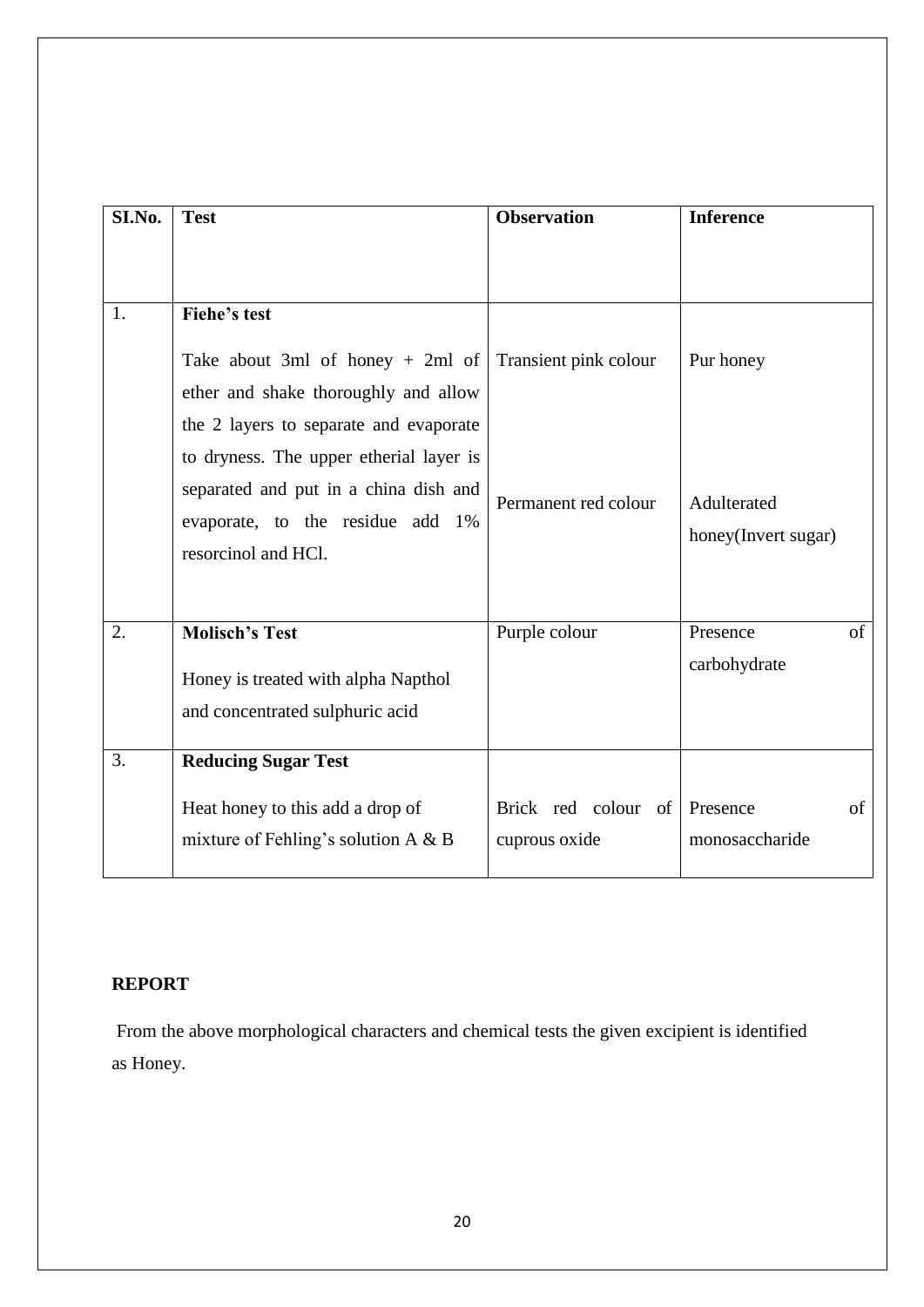| SI.No. | Test | Observation | Inference |
|---|---|---|---|
| 1. | **Fiehe's test** Take about 3ml of honey + 2ml of ether and shake thoroughly and allow the 2 layers to separate and evaporate to dryness. The upper etherial layer is separated and put in a china dish and evaporate, to the residue add 1% resorcinol and HCl. | Transient pink colour<br><br>Permanent red colour | Pur honey<br><br>Adulterated honey(Invert sugar) |
| 2. | **Molisch's Test** Honey is treated with alpha Napthol and concentrated sulphuric acid | Purple colour | Presence of carbohydrate |
| 3. | **Reducing Sugar Test** Heat honey to this add a drop of mixture of Fehling's solution A & B | Brick red colour of cuprous oxide | Presence of monosaccharide |

**REPORT**

From the above morphological characters and chemical tests the given excipient is identified as Honey.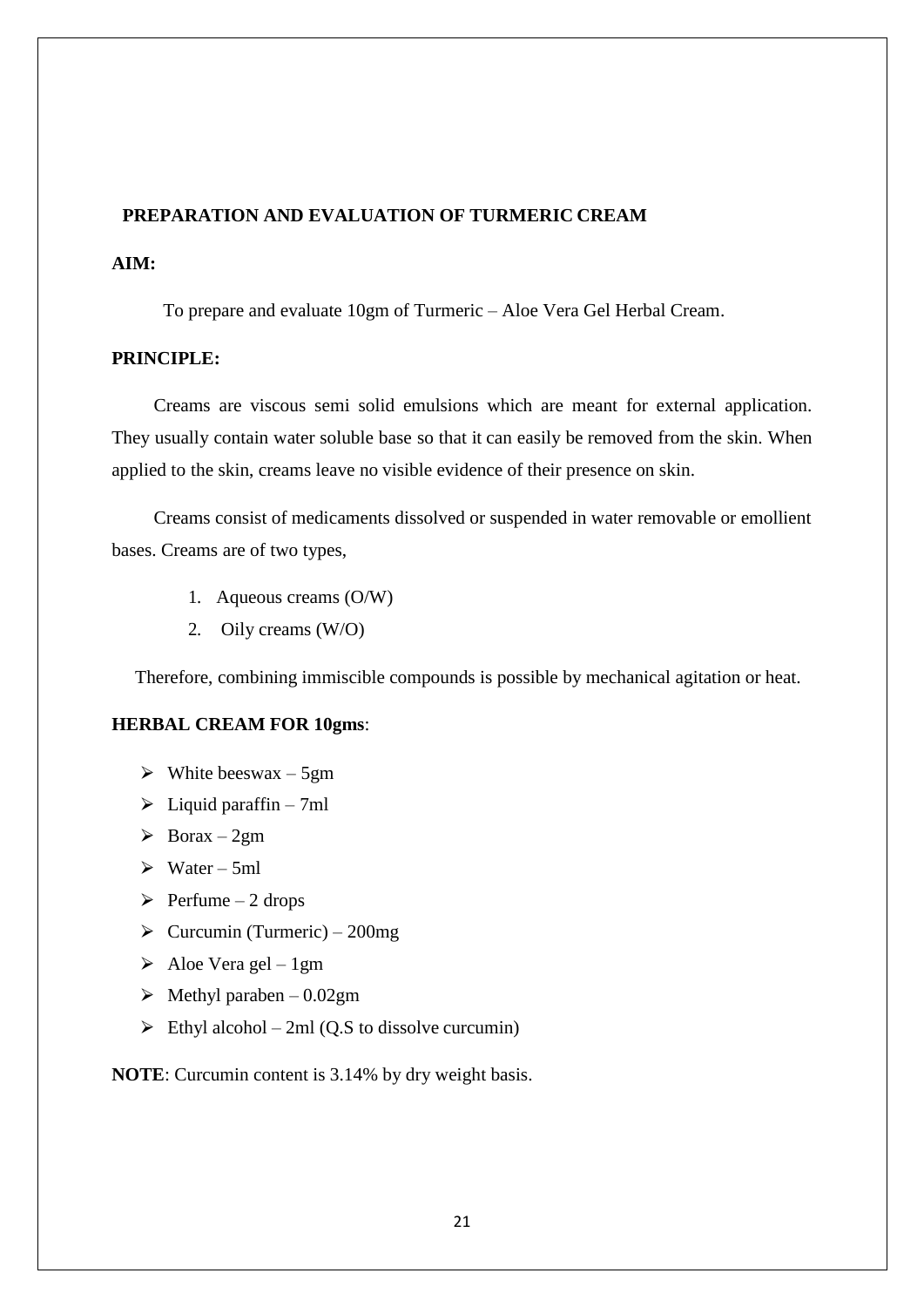## PREPARATION AND EVALUATION OF TURMERIC CREAM

**AIM:**

To prepare and evaluate 10gm of Turmeric – Aloe Vera Gel Herbal Cream.

**PRINCIPLE:**

Creams are viscous semi solid emulsions which are meant for external application. They usually contain water soluble base so that it can easily be removed from the skin. When applied to the skin, creams leave no visible evidence of their presence on skin.

Creams consist of medicaments dissolved or suspended in water removable or emollient bases. Creams are of two types,

1. Aqueous creams (O/W)
2. Oily creams (W/O)

Therefore, combining immiscible compounds is possible by mechanical agitation or heat.

**HERBAL CREAM FOR 10gms**:

- White beeswax – 5gm
- Liquid paraffin – 7ml
- Borax – 2gm
- Water – 5ml
- Perfume – 2 drops
- Curcumin (Turmeric) – 200mg
- Aloe Vera gel – 1gm
- Methyl paraben – 0.02gm
- Ethyl alcohol – 2ml (Q.S to dissolve curcumin)

**NOTE**: Curcumin content is 3.14% by dry weight basis.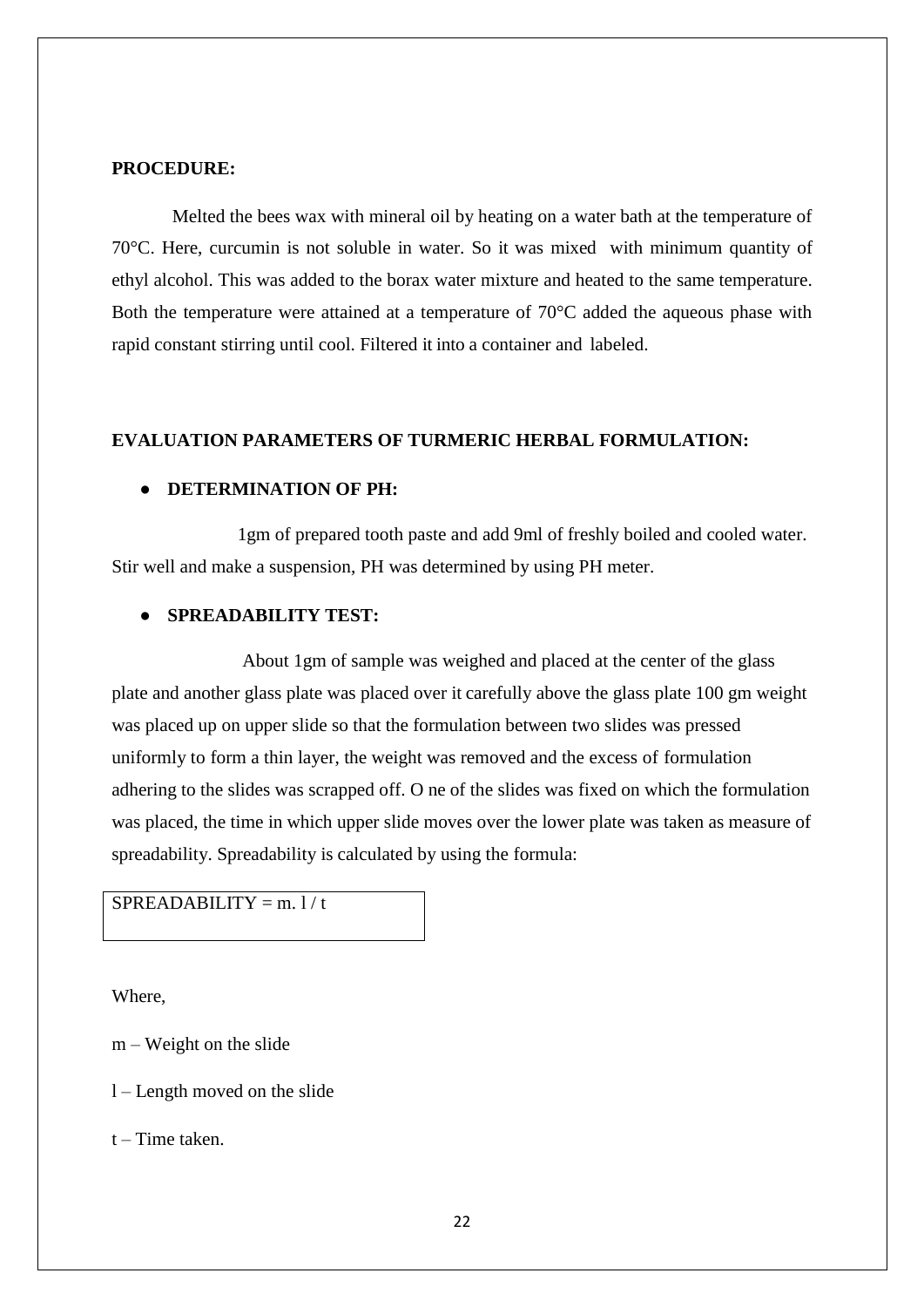**PROCEDURE:**

Melted the bees wax with mineral oil by heating on a water bath at the temperature of 70°C. Here, curcumin is not soluble in water. So it was mixed with minimum quantity of ethyl alcohol. This was added to the borax water mixture and heated to the same temperature. Both the temperature were attained at a temperature of 70°C added the aqueous phase with rapid constant stirring until cool. Filtered it into a container and labeled.

**EVALUATION PARAMETERS OF TURMERIC HERBAL FORMULATION:**

- **DETERMINATION OF PH:**

1gm of prepared tooth paste and add 9ml of freshly boiled and cooled water. Stir well and make a suspension, PH was determined by using PH meter.

- **SPREADABILITY TEST:**

About 1gm of sample was weighed and placed at the center of the glass plate and another glass plate was placed over it carefully above the glass plate 100 gm weight was placed up on upper slide so that the formulation between two slides was pressed uniformly to form a thin layer, the weight was removed and the excess of formulation adhering to the slides was scrapped off. O ne of the slides was fixed on which the formulation was placed, the time in which upper slide moves over the lower plate was taken as measure of spreadability. Spreadability is calculated by using the formula:

$$SPREADABILITY = m. l / t$$

Where,

m – Weight on the slide

l – Length moved on the slide

t – Time taken.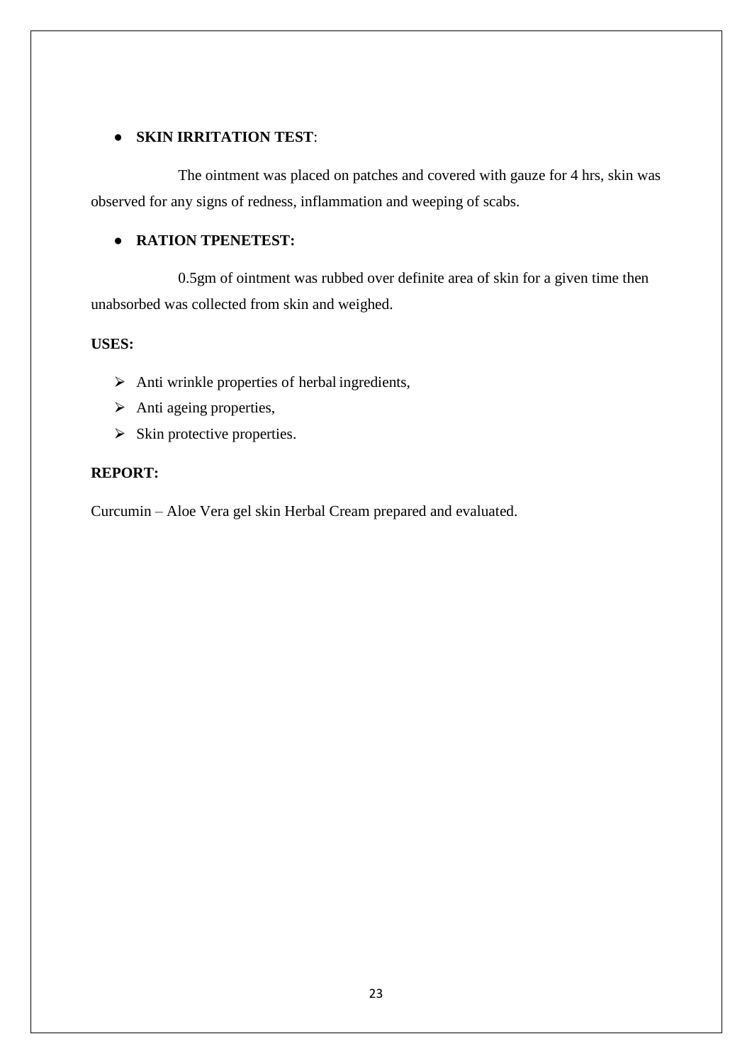- **SKIN IRRITATION TEST**:

The ointment was placed on patches and covered with gauze for 4 hrs, skin was observed for any signs of redness, inflammation and weeping of scabs.

- **RATION TPENETEST:**

0.5gm of ointment was rubbed over definite area of skin for a given time then unabsorbed was collected from skin and weighed.

**USES:**

- Anti wrinkle properties of herbal ingredients,
- Anti ageing properties,
- Skin protective properties.

**REPORT:**

Curcumin – Aloe Vera gel skin Herbal Cream prepared and evaluated.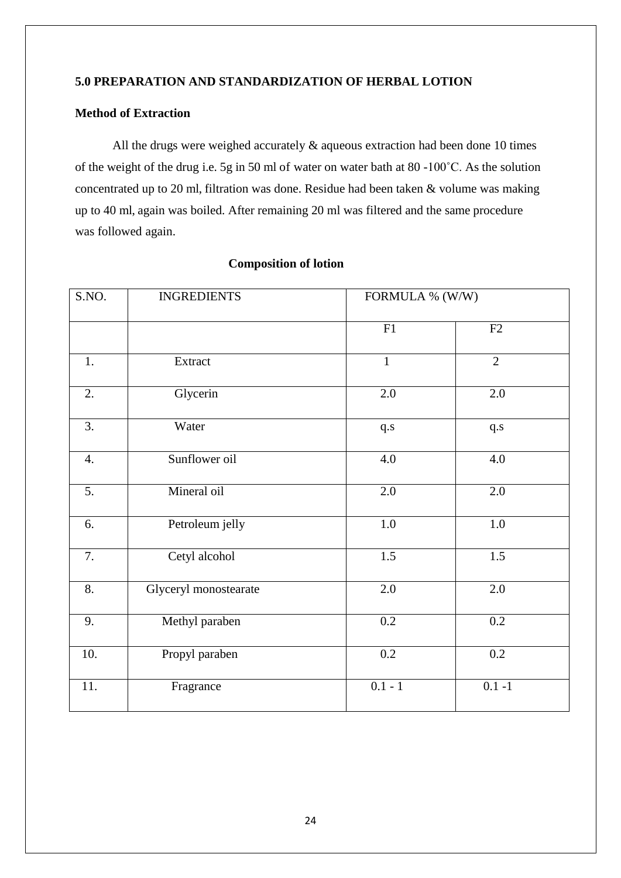## 5.0 PREPARATION AND STANDARDIZATION OF HERBAL LOTION

### Method of Extraction

All the drugs were weighed accurately & aqueous extraction had been done 10 times of the weight of the drug i.e. 5g in 50 ml of water on water bath at 80 -100˚C. As the solution concentrated up to 20 ml, filtration was done. Residue had been taken & volume was making up to 40 ml, again was boiled. After remaining 20 ml was filtered and the same procedure was followed again.

**Composition of lotion**

| S.NO. | INGREDIENTS | FORMULA % (W/W) | |
|---|---|---|---|
| | | F1 | F2 |
| 1. | Extract | 1 | 2 |
| 2. | Glycerin | 2.0 | 2.0 |
| 3. | Water | q.s | q.s |
| 4. | Sunflower oil | 4.0 | 4.0 |
| 5. | Mineral oil | 2.0 | 2.0 |
| 6. | Petroleum jelly | 1.0 | 1.0 |
| 7. | Cetyl alcohol | 1.5 | 1.5 |
| 8. | Glyceryl monostearate | 2.0 | 2.0 |
| 9. | Methyl paraben | 0.2 | 0.2 |
| 10. | Propyl paraben | 0.2 | 0.2 |
| 11. | Fragrance | 0.1 - 1 | 0.1 -1 |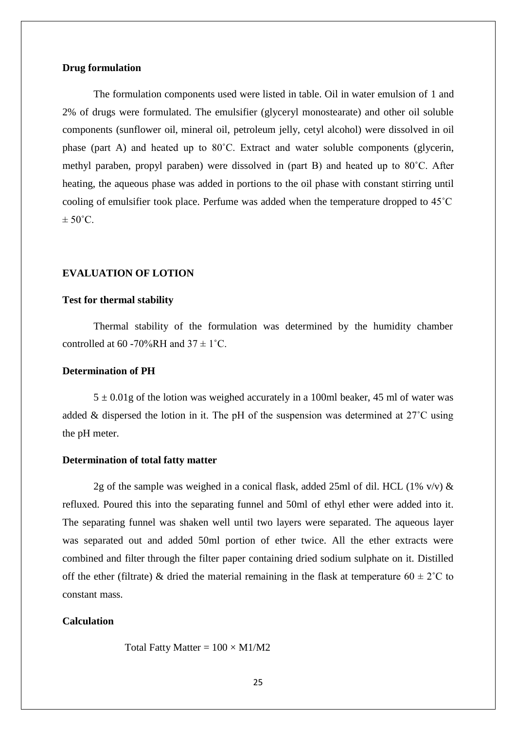**Drug formulation**

The formulation components used were listed in table. Oil in water emulsion of 1 and 2% of drugs were formulated. The emulsifier (glyceryl monostearate) and other oil soluble components (sunflower oil, mineral oil, petroleum jelly, cetyl alcohol) were dissolved in oil phase (part A) and heated up to 80˚C. Extract and water soluble components (glycerin, methyl paraben, propyl paraben) were dissolved in (part B) and heated up to 80˚C. After heating, the aqueous phase was added in portions to the oil phase with constant stirring until cooling of emulsifier took place. Perfume was added when the temperature dropped to 45˚C ± 50˚C.

**EVALUATION OF LOTION**

**Test for thermal stability**

Thermal stability of the formulation was determined by the humidity chamber controlled at 60 -70%RH and 37 ± 1˚C.

**Determination of PH**

5 ± 0.01g of the lotion was weighed accurately in a 100ml beaker, 45 ml of water was added & dispersed the lotion in it. The pH of the suspension was determined at 27˚C using the pH meter.

**Determination of total fatty matter**

2g of the sample was weighed in a conical flask, added 25ml of dil. HCL (1% v/v) & refluxed. Poured this into the separating funnel and 50ml of ethyl ether were added into it. The separating funnel was shaken well until two layers were separated. The aqueous layer was separated out and added 50ml portion of ether twice. All the ether extracts were combined and filter through the filter paper containing dried sodium sulphate on it. Distilled off the ether (filtrate) & dried the material remaining in the flask at temperature 60 ± 2˚C to constant mass.

**Calculation**

$$\text{Total Fatty Matter} = 100 \times M1/M2$$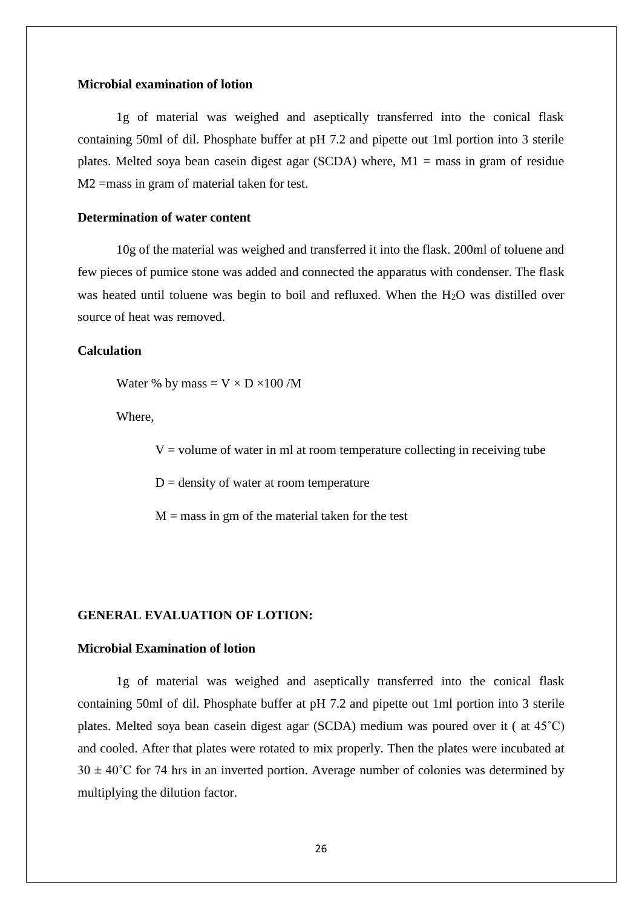**Microbial examination of lotion**

1g of material was weighed and aseptically transferred into the conical flask containing 50ml of dil. Phosphate buffer at pH 7.2 and pipette out 1ml portion into 3 sterile plates. Melted soya bean casein digest agar (SCDA) where, M1 = mass in gram of residue M2 =mass in gram of material taken for test.

**Determination of water content**

10g of the material was weighed and transferred it into the flask. 200ml of toluene and few pieces of pumice stone was added and connected the apparatus with condenser. The flask was heated until toluene was begin to boil and refluxed. When the $H_2O$ was distilled over source of heat was removed.

**Calculation**

Water % by mass = $V \times D \times 100 / M$

Where,

V = volume of water in ml at room temperature collecting in receiving tube

D = density of water at room temperature

M = mass in gm of the material taken for the test

**GENERAL EVALUATION OF LOTION:**

**Microbial Examination of lotion**

1g of material was weighed and aseptically transferred into the conical flask containing 50ml of dil. Phosphate buffer at pH 7.2 and pipette out 1ml portion into 3 sterile plates. Melted soya bean casein digest agar (SCDA) medium was poured over it ( at 45˚C) and cooled. After that plates were rotated to mix properly. Then the plates were incubated at 30 ± 40˚C for 74 hrs in an inverted portion. Average number of colonies was determined by multiplying the dilution factor.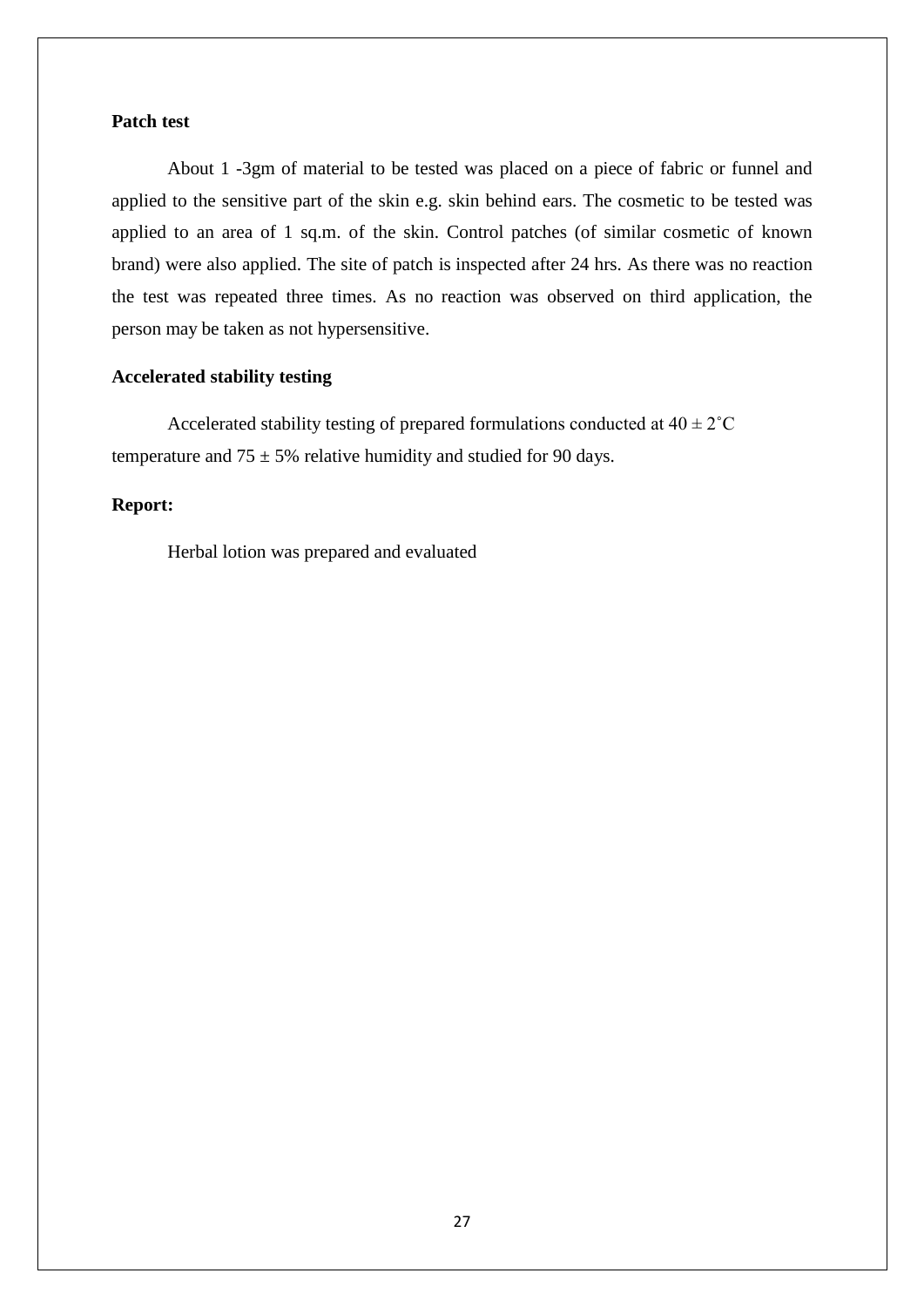**Patch test**

About 1 -3gm of material to be tested was placed on a piece of fabric or funnel and applied to the sensitive part of the skin e.g. skin behind ears. The cosmetic to be tested was applied to an area of 1 sq.m. of the skin. Control patches (of similar cosmetic of known brand) were also applied. The site of patch is inspected after 24 hrs. As there was no reaction the test was repeated three times. As no reaction was observed on third application, the person may be taken as not hypersensitive.

**Accelerated stability testing**

Accelerated stability testing of prepared formulations conducted at $40 \pm 2^{\circ}C$ temperature and $75 \pm 5\%$ relative humidity and studied for 90 days.

**Report:**

Herbal lotion was prepared and evaluated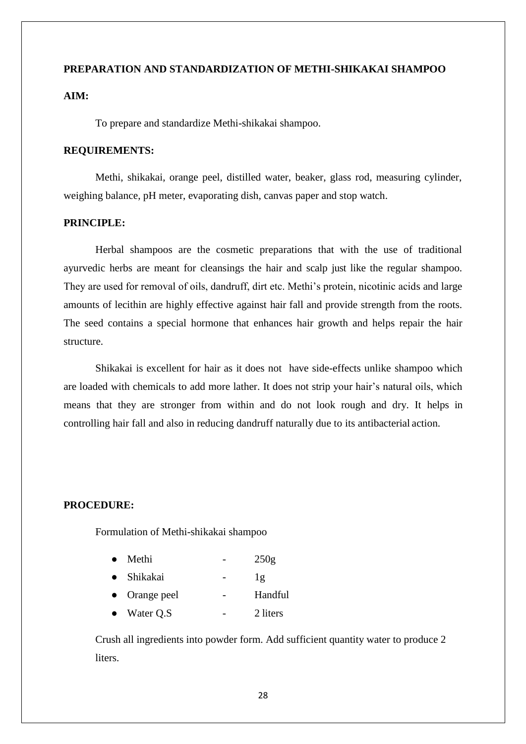## PREPARATION AND STANDARDIZATION OF METHI-SHIKAKAI SHAMPOO

**AIM:**

To prepare and standardize Methi-shikakai shampoo.

**REQUIREMENTS:**

Methi, shikakai, orange peel, distilled water, beaker, glass rod, measuring cylinder, weighing balance, pH meter, evaporating dish, canvas paper and stop watch.

**PRINCIPLE:**

Herbal shampoos are the cosmetic preparations that with the use of traditional ayurvedic herbs are meant for cleansings the hair and scalp just like the regular shampoo. They are used for removal of oils, dandruff, dirt etc. Methi's protein, nicotinic acids and large amounts of lecithin are highly effective against hair fall and provide strength from the roots. The seed contains a special hormone that enhances hair growth and helps repair the hair structure.

Shikakai is excellent for hair as it does not have side-effects unlike shampoo which are loaded with chemicals to add more lather. It does not strip your hair's natural oils, which means that they are stronger from within and do not look rough and dry. It helps in controlling hair fall and also in reducing dandruff naturally due to its antibacterial action.

**PROCEDURE:**

Formulation of Methi-shikakai shampoo

- Methi - 250g
- Shikakai - 1g
- Orange peel - Handful
- Water Q.S - 2 liters

Crush all ingredients into powder form. Add sufficient quantity water to produce 2 liters.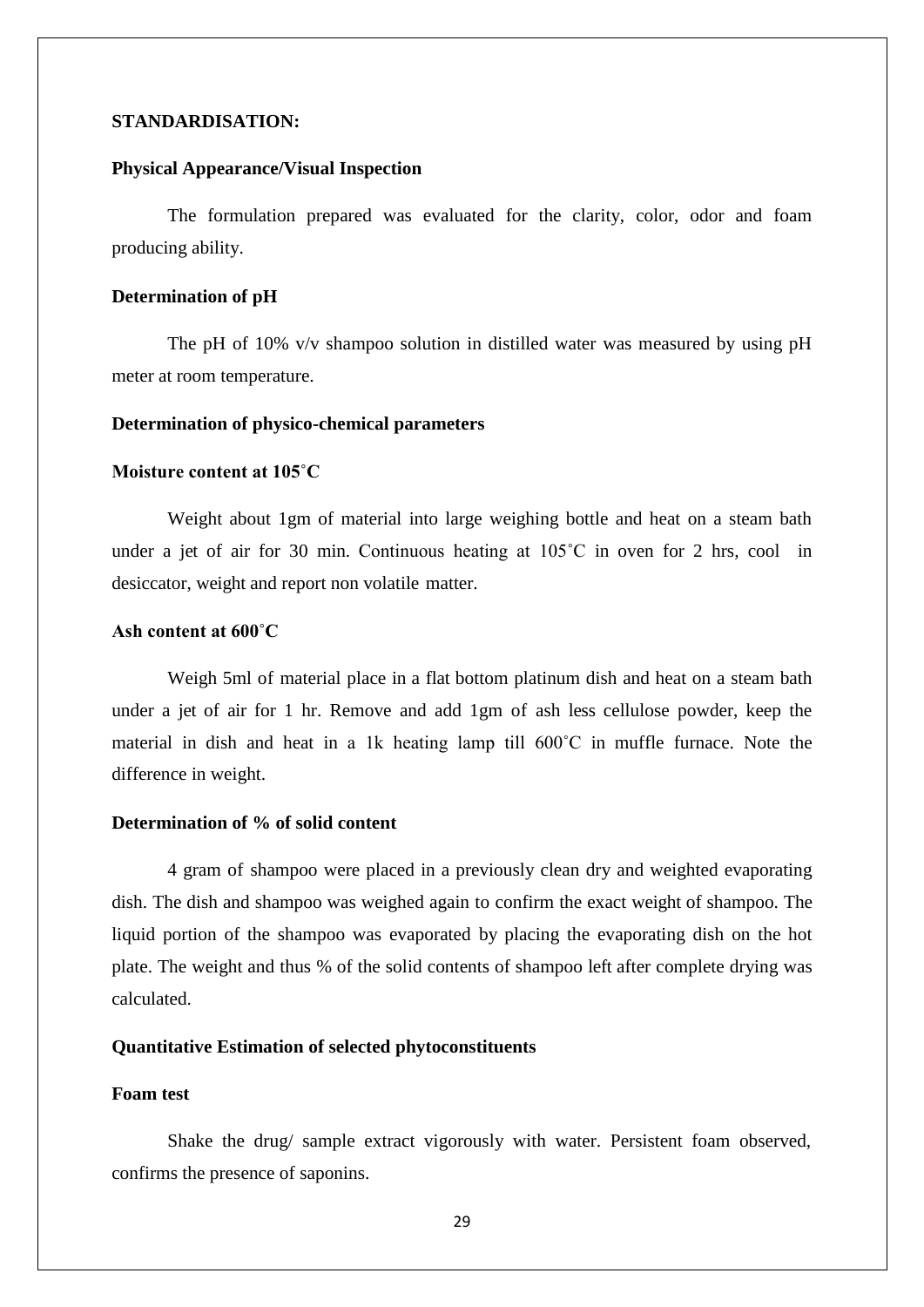**STANDARDISATION:**

**Physical Appearance/Visual Inspection**

The formulation prepared was evaluated for the clarity, color, odor and foam producing ability.

**Determination of pH**

The pH of 10% v/v shampoo solution in distilled water was measured by using pH meter at room temperature.

**Determination of physico-chemical parameters**

**Moisture content at 105˚C**

Weight about 1gm of material into large weighing bottle and heat on a steam bath under a jet of air for 30 min. Continuous heating at 105˚C in oven for 2 hrs, cool in desiccator, weight and report non volatile matter.

**Ash content at 600˚C**

Weigh 5ml of material place in a flat bottom platinum dish and heat on a steam bath under a jet of air for 1 hr. Remove and add 1gm of ash less cellulose powder, keep the material in dish and heat in a 1k heating lamp till 600˚C in muffle furnace. Note the difference in weight.

**Determination of % of solid content**

4 gram of shampoo were placed in a previously clean dry and weighted evaporating dish. The dish and shampoo was weighed again to confirm the exact weight of shampoo. The liquid portion of the shampoo was evaporated by placing the evaporating dish on the hot plate. The weight and thus % of the solid contents of shampoo left after complete drying was calculated.

**Quantitative Estimation of selected phytoconstituents**

**Foam test**

Shake the drug/ sample extract vigorously with water. Persistent foam observed, confirms the presence of saponins.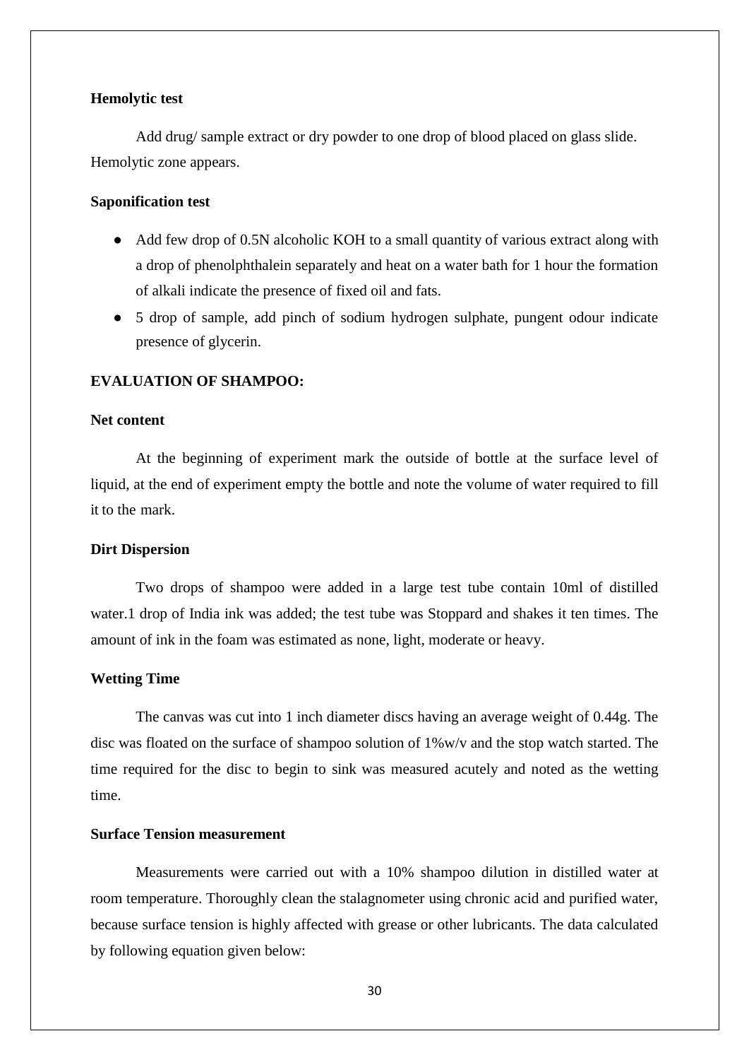**Hemolytic test**

Add drug/ sample extract or dry powder to one drop of blood placed on glass slide. Hemolytic zone appears.

**Saponification test**

- Add few drop of 0.5N alcoholic KOH to a small quantity of various extract along with a drop of phenolphthalein separately and heat on a water bath for 1 hour the formation of alkali indicate the presence of fixed oil and fats.
- 5 drop of sample, add pinch of sodium hydrogen sulphate, pungent odour indicate presence of glycerin.

**EVALUATION OF SHAMPOO:**

**Net content**

At the beginning of experiment mark the outside of bottle at the surface level of liquid, at the end of experiment empty the bottle and note the volume of water required to fill it to the mark.

**Dirt Dispersion**

Two drops of shampoo were added in a large test tube contain 10ml of distilled water.1 drop of India ink was added; the test tube was Stoppard and shakes it ten times. The amount of ink in the foam was estimated as none, light, moderate or heavy.

**Wetting Time**

The canvas was cut into 1 inch diameter discs having an average weight of 0.44g. The disc was floated on the surface of shampoo solution of 1%w/v and the stop watch started. The time required for the disc to begin to sink was measured acutely and noted as the wetting time.

**Surface Tension measurement**

Measurements were carried out with a 10% shampoo dilution in distilled water at room temperature. Thoroughly clean the stalagnometer using chronic acid and purified water, because surface tension is highly affected with grease or other lubricants. The data calculated by following equation given below: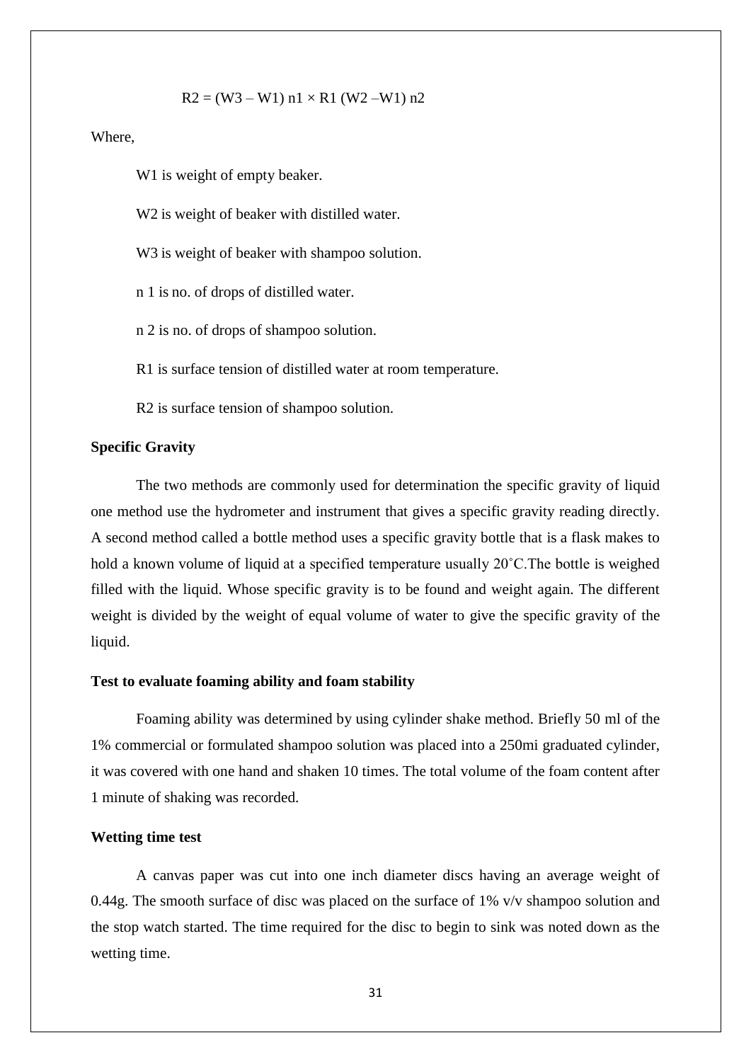$$R2 = (W3 – W1)\ n1 \times R1\ (W2 – W1)\ n2$$

Where,

W1 is weight of empty beaker.

W2 is weight of beaker with distilled water.

W3 is weight of beaker with shampoo solution.

n 1 is no. of drops of distilled water.

n 2 is no. of drops of shampoo solution.

R1 is surface tension of distilled water at room temperature.

R2 is surface tension of shampoo solution.

**Specific Gravity**

The two methods are commonly used for determination the specific gravity of liquid one method use the hydrometer and instrument that gives a specific gravity reading directly. A second method called a bottle method uses a specific gravity bottle that is a flask makes to hold a known volume of liquid at a specified temperature usually 20˚C.The bottle is weighed filled with the liquid. Whose specific gravity is to be found and weight again. The different weight is divided by the weight of equal volume of water to give the specific gravity of the liquid.

**Test to evaluate foaming ability and foam stability**

Foaming ability was determined by using cylinder shake method. Briefly 50 ml of the 1% commercial or formulated shampoo solution was placed into a 250mi graduated cylinder, it was covered with one hand and shaken 10 times. The total volume of the foam content after 1 minute of shaking was recorded.

**Wetting time test**

A canvas paper was cut into one inch diameter discs having an average weight of 0.44g. The smooth surface of disc was placed on the surface of 1% v/v shampoo solution and the stop watch started. The time required for the disc to begin to sink was noted down as the wetting time.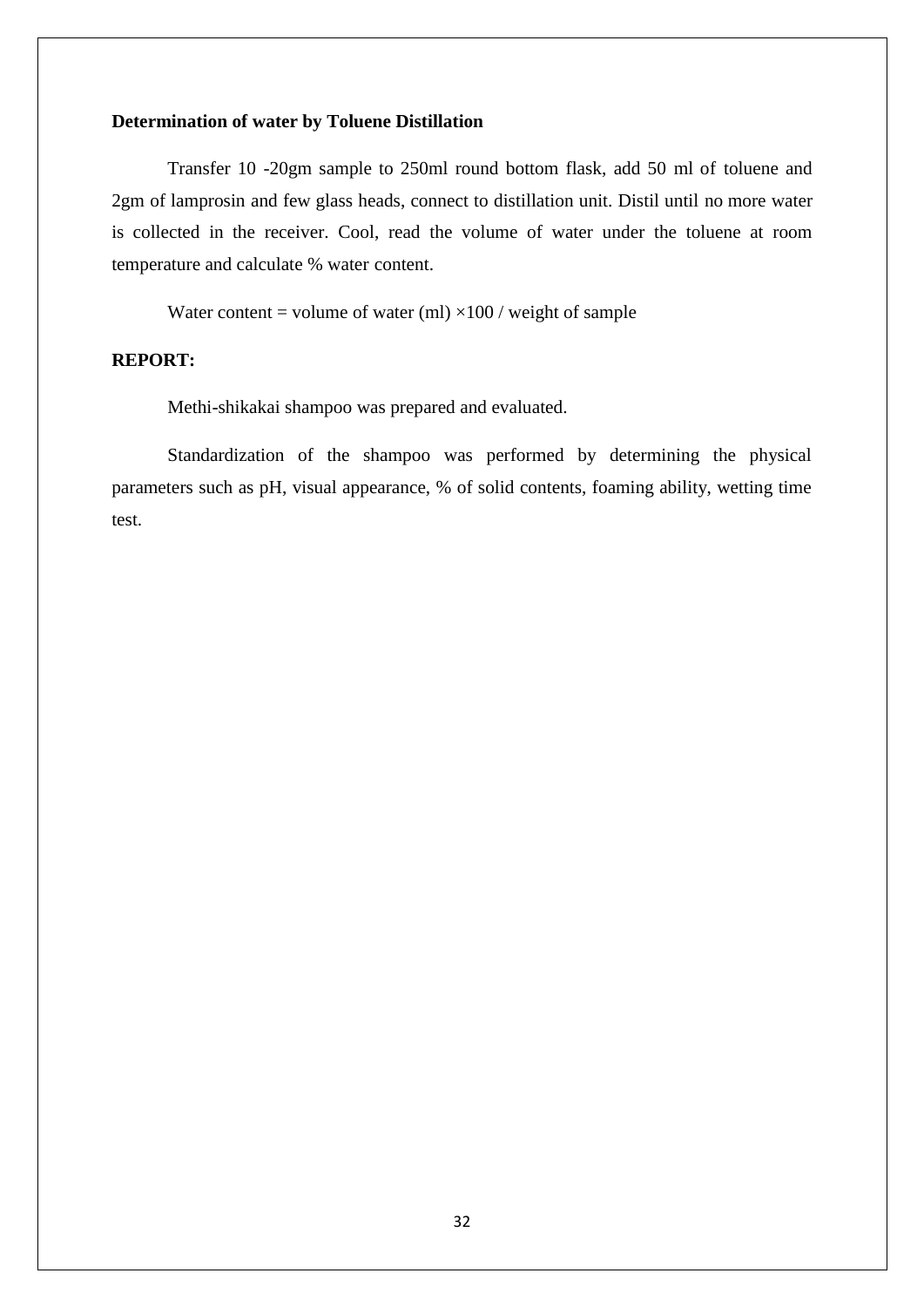**Determination of water by Toluene Distillation**

Transfer 10 -20gm sample to 250ml round bottom flask, add 50 ml of toluene and 2gm of lamprosin and few glass heads, connect to distillation unit. Distil until no more water is collected in the receiver. Cool, read the volume of water under the toluene at room temperature and calculate % water content.

Water content = volume of water (ml) ×100 / weight of sample

**REPORT:**

Methi-shikakai shampoo was prepared and evaluated.

Standardization of the shampoo was performed by determining the physical parameters such as pH, visual appearance, % of solid contents, foaming ability, wetting time test.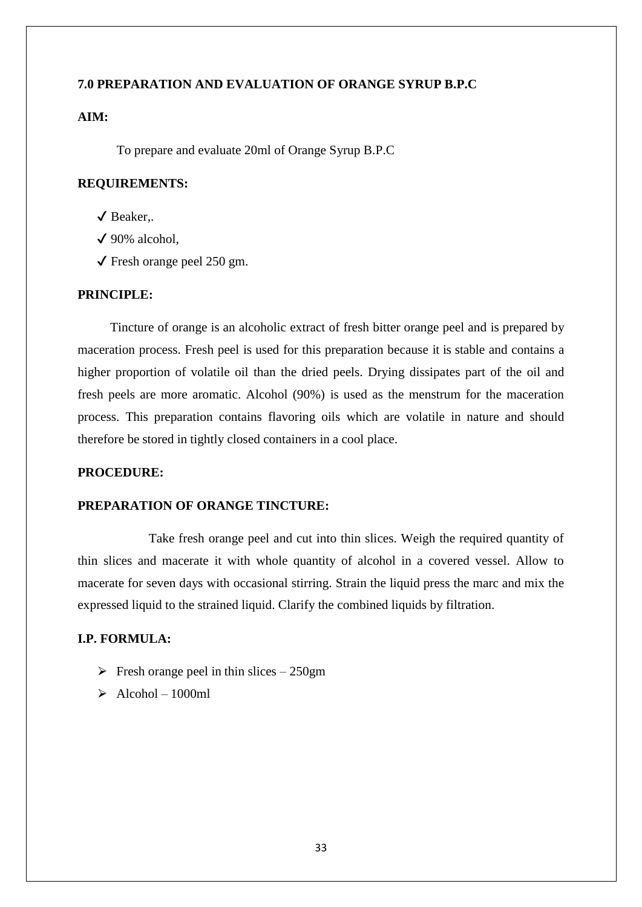### 7.0 PREPARATION AND EVALUATION OF ORANGE SYRUP B.P.C

**AIM:**

To prepare and evaluate 20ml of Orange Syrup B.P.C

**REQUIREMENTS:**

- ✓ Beaker,.
- ✓ 90% alcohol,
- ✓ Fresh orange peel 250 gm.

**PRINCIPLE:**

Tincture of orange is an alcoholic extract of fresh bitter orange peel and is prepared by maceration process. Fresh peel is used for this preparation because it is stable and contains a higher proportion of volatile oil than the dried peels. Drying dissipates part of the oil and fresh peels are more aromatic. Alcohol (90%) is used as the menstrum for the maceration process. This preparation contains flavoring oils which are volatile in nature and should therefore be stored in tightly closed containers in a cool place.

**PROCEDURE:**

**PREPARATION OF ORANGE TINCTURE:**

Take fresh orange peel and cut into thin slices. Weigh the required quantity of thin slices and macerate it with whole quantity of alcohol in a covered vessel. Allow to macerate for seven days with occasional stirring. Strain the liquid press the marc and mix the expressed liquid to the strained liquid. Clarify the combined liquids by filtration.

**I.P. FORMULA:**

- Fresh orange peel in thin slices – 250gm
- Alcohol – 1000ml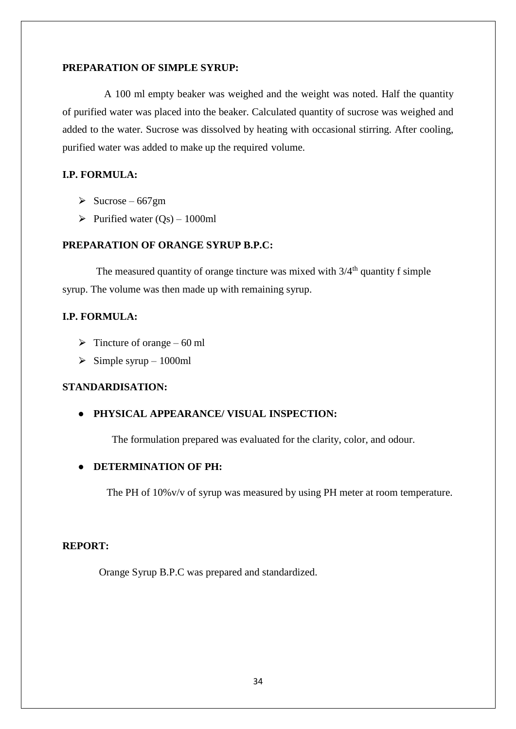**PREPARATION OF SIMPLE SYRUP:**

A 100 ml empty beaker was weighed and the weight was noted. Half the quantity of purified water was placed into the beaker. Calculated quantity of sucrose was weighed and added to the water. Sucrose was dissolved by heating with occasional stirring. After cooling, purified water was added to make up the required volume.

**I.P. FORMULA:**

- Sucrose – 667gm
- Purified water (Qs) – 1000ml

**PREPARATION OF ORANGE SYRUP B.P.C:**

The measured quantity of orange tincture was mixed with $3/4^{th}$ quantity f simple syrup. The volume was then made up with remaining syrup.

**I.P. FORMULA:**

- Tincture of orange – 60 ml
- Simple syrup – 1000ml

**STANDARDISATION:**

- **PHYSICAL APPEARANCE/ VISUAL INSPECTION:**

  The formulation prepared was evaluated for the clarity, color, and odour.

- **DETERMINATION OF PH:**

  The PH of 10%v/v of syrup was measured by using PH meter at room temperature.

**REPORT:**

Orange Syrup B.P.C was prepared and standardized.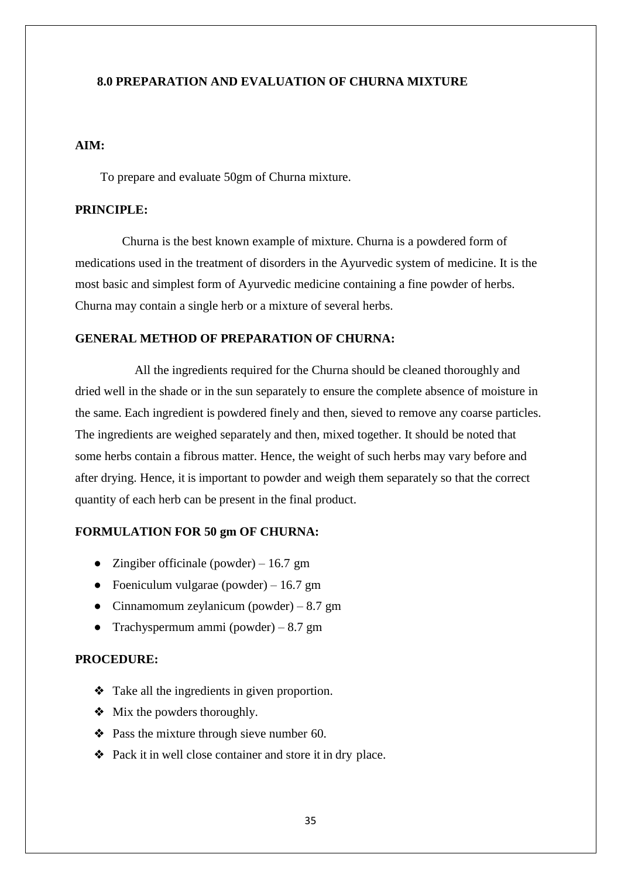## 8.0 PREPARATION AND EVALUATION OF CHURNA MIXTURE

**AIM:**

To prepare and evaluate 50gm of Churna mixture.

**PRINCIPLE:**

Churna is the best known example of mixture. Churna is a powdered form of medications used in the treatment of disorders in the Ayurvedic system of medicine. It is the most basic and simplest form of Ayurvedic medicine containing a fine powder of herbs. Churna may contain a single herb or a mixture of several herbs.

**GENERAL METHOD OF PREPARATION OF CHURNA:**

All the ingredients required for the Churna should be cleaned thoroughly and dried well in the shade or in the sun separately to ensure the complete absence of moisture in the same. Each ingredient is powdered finely and then, sieved to remove any coarse particles. The ingredients are weighed separately and then, mixed together. It should be noted that some herbs contain a fibrous matter. Hence, the weight of such herbs may vary before and after drying. Hence, it is important to powder and weigh them separately so that the correct quantity of each herb can be present in the final product.

**FORMULATION FOR 50 gm OF CHURNA:**

- Zingiber officinale (powder) – 16.7 gm
- Foeniculum vulgarae (powder) – 16.7 gm
- Cinnamomum zeylanicum (powder) – 8.7 gm
- Trachyspermum ammi (powder) – 8.7 gm

**PROCEDURE:**

- Take all the ingredients in given proportion.
- Mix the powders thoroughly.
- Pass the mixture through sieve number 60.
- Pack it in well close container and store it in dry place.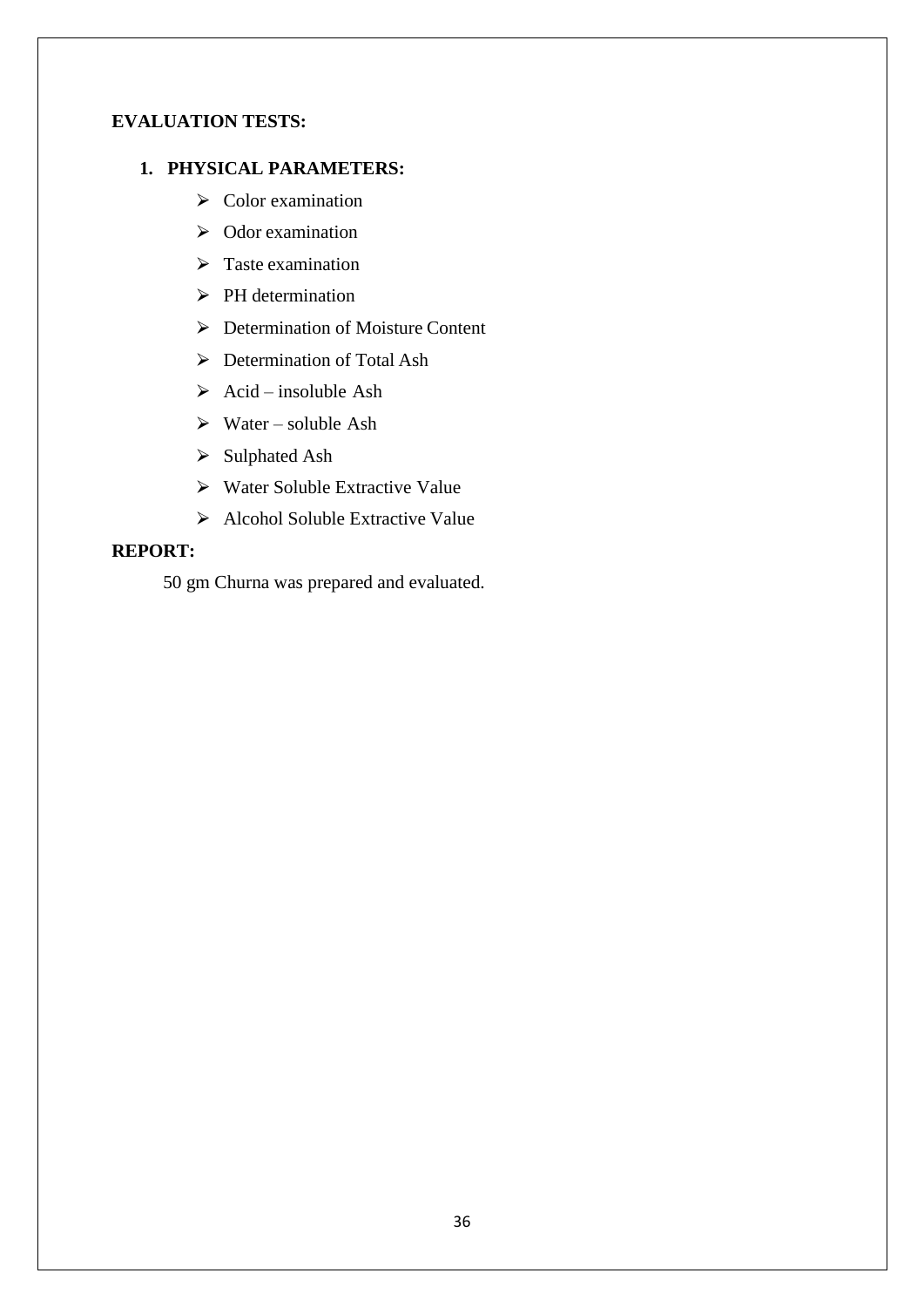**EVALUATION TESTS:**

1. **PHYSICAL PARAMETERS:**
   - Color examination
   - Odor examination
   - Taste examination
   - PH determination
   - Determination of Moisture Content
   - Determination of Total Ash
   - Acid – insoluble Ash
   - Water – soluble Ash
   - Sulphated Ash
   - Water Soluble Extractive Value
   - Alcohol Soluble Extractive Value

**REPORT:**

50 gm Churna was prepared and evaluated.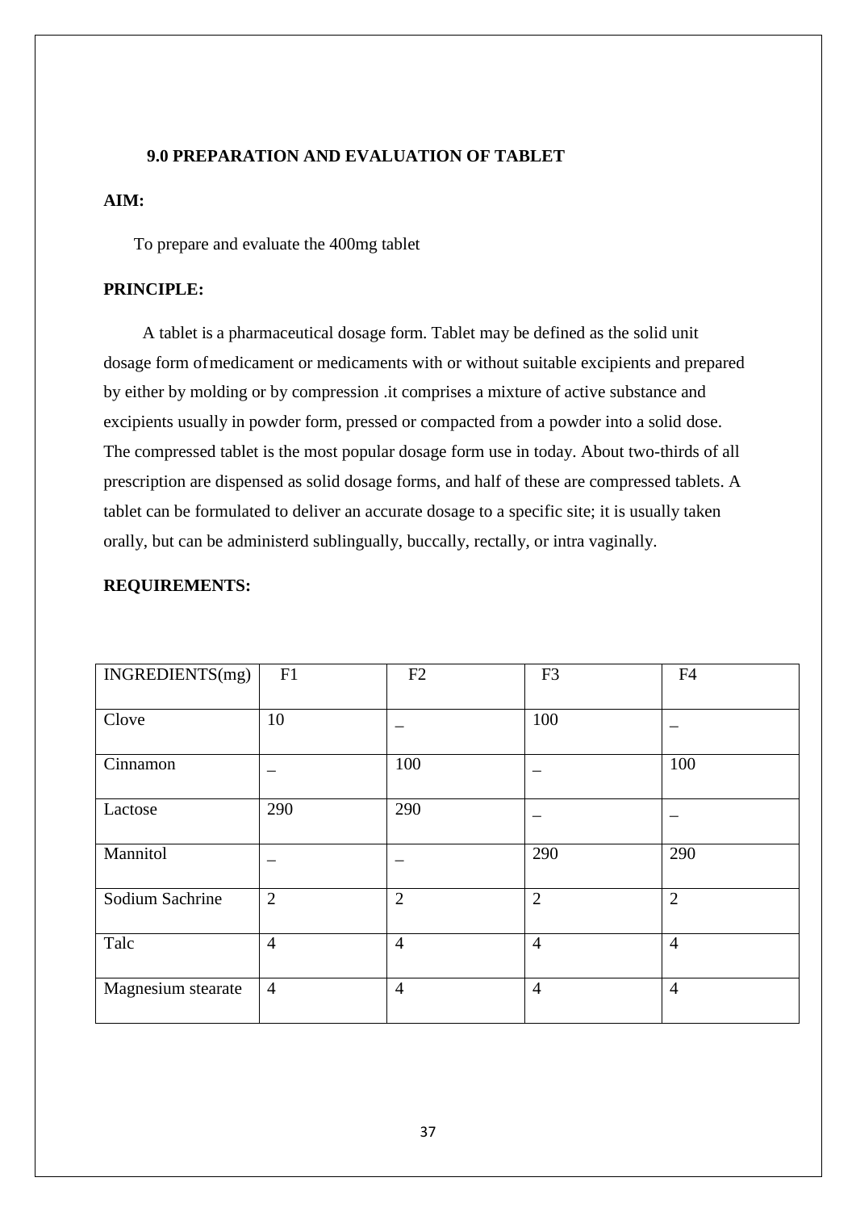### 9.0 PREPARATION AND EVALUATION OF TABLET

**AIM:**

To prepare and evaluate the 400mg tablet

**PRINCIPLE:**

A tablet is a pharmaceutical dosage form. Tablet may be defined as the solid unit dosage form of medicament or medicaments with or without suitable excipients and prepared by either by molding or by compression .it comprises a mixture of active substance and excipients usually in powder form, pressed or compacted from a powder into a solid dose. The compressed tablet is the most popular dosage form use in today. About two-thirds of all prescription are dispensed as solid dosage forms, and half of these are compressed tablets. A tablet can be formulated to deliver an accurate dosage to a specific site; it is usually taken orally, but can be administerd sublingually, buccally, rectally, or intra vaginally.

**REQUIREMENTS:**

| INGREDIENTS(mg) | F1 | F2 | F3 | F4 |
|---|---|---|---|---|
| Clove | 10 | _ | 100 | _ |
| Cinnamon | _ | 100 | _ | 100 |
| Lactose | 290 | 290 | _ | _ |
| Mannitol | _ | _ | 290 | 290 |
| Sodium Sachrine | 2 | 2 | 2 | 2 |
| Talc | 4 | 4 | 4 | 4 |
| Magnesium stearate | 4 | 4 | 4 | 4 |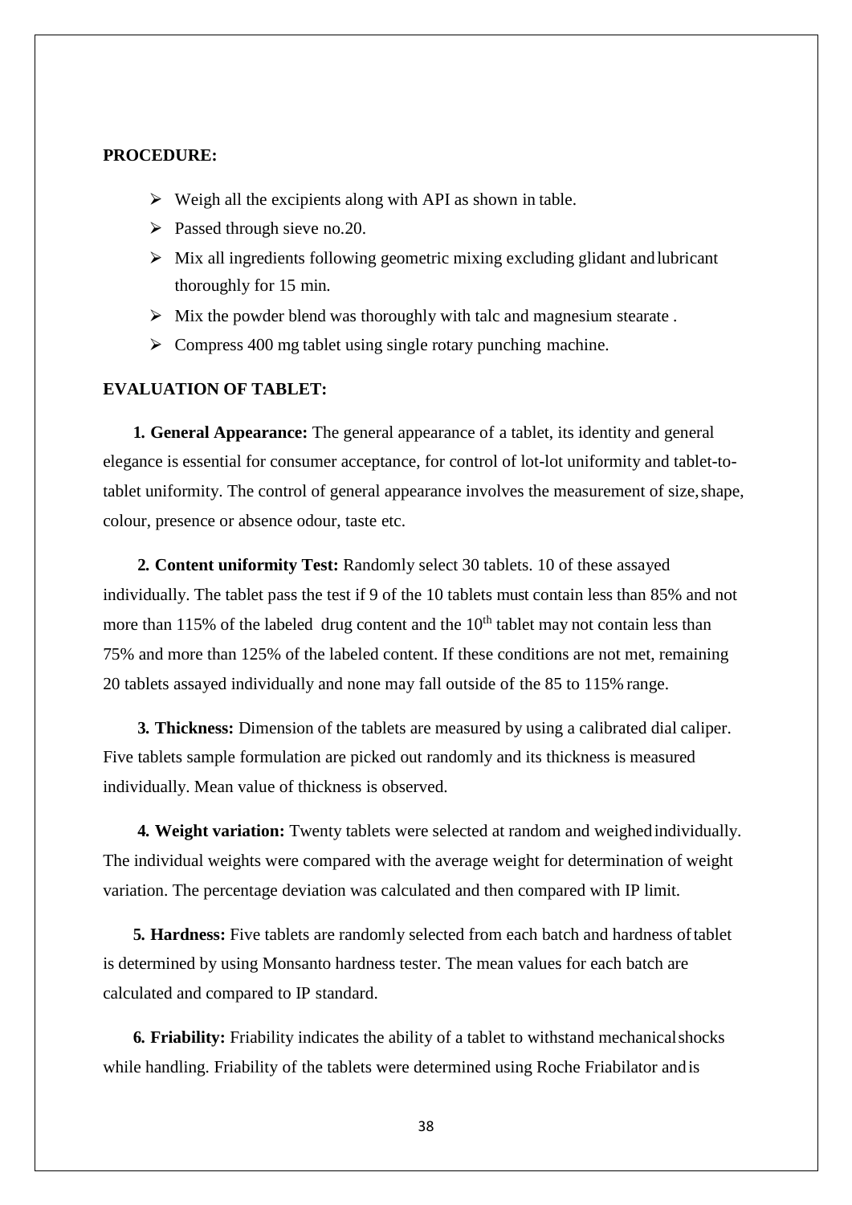**PROCEDURE:**

- Weigh all the excipients along with API as shown in table.
- Passed through sieve no.20.
- Mix all ingredients following geometric mixing excluding glidant and lubricant thoroughly for 15 min.
- Mix the powder blend was thoroughly with talc and magnesium stearate .
- Compress 400 mg tablet using single rotary punching machine.

**EVALUATION OF TABLET:**

**1. General Appearance:** The general appearance of a tablet, its identity and general elegance is essential for consumer acceptance, for control of lot-lot uniformity and tablet-to-tablet uniformity. The control of general appearance involves the measurement of size, shape, colour, presence or absence odour, taste etc.

**2. Content uniformity Test:** Randomly select 30 tablets. 10 of these assayed individually. The tablet pass the test if 9 of the 10 tablets must contain less than 85% and not more than 115% of the labeled drug content and the $10^{th}$ tablet may not contain less than 75% and more than 125% of the labeled content. If these conditions are not met, remaining 20 tablets assayed individually and none may fall outside of the 85 to 115% range.

**3. Thickness:** Dimension of the tablets are measured by using a calibrated dial caliper. Five tablets sample formulation are picked out randomly and its thickness is measured individually. Mean value of thickness is observed.

**4. Weight variation:** Twenty tablets were selected at random and weighed individually. The individual weights were compared with the average weight for determination of weight variation. The percentage deviation was calculated and then compared with IP limit.

**5. Hardness:** Five tablets are randomly selected from each batch and hardness of tablet is determined by using Monsanto hardness tester. The mean values for each batch are calculated and compared to IP standard.

**6. Friability:** Friability indicates the ability of a tablet to withstand mechanical shocks while handling. Friability of the tablets were determined using Roche Friabilator and is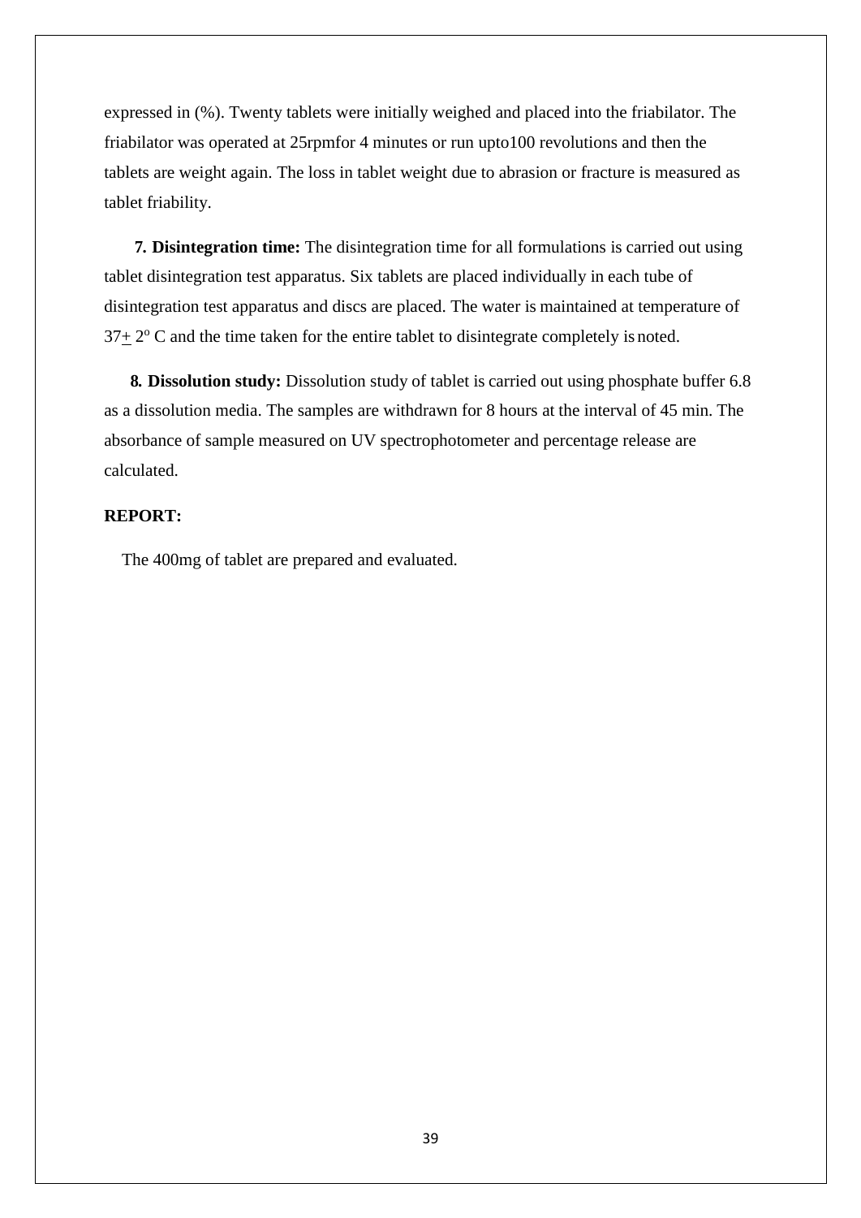expressed in (%). Twenty tablets were initially weighed and placed into the friabilator. The friabilator was operated at 25rpmfor 4 minutes or run upto100 revolutions and then the tablets are weight again. The loss in tablet weight due to abrasion or fracture is measured as tablet friability.

**7. Disintegration time:** The disintegration time for all formulations is carried out using tablet disintegration test apparatus. Six tablets are placed individually in each tube of disintegration test apparatus and discs are placed. The water is maintained at temperature of 37± 2° C and the time taken for the entire tablet to disintegrate completely is noted.

**8. Dissolution study:** Dissolution study of tablet is carried out using phosphate buffer 6.8 as a dissolution media. The samples are withdrawn for 8 hours at the interval of 45 min. The absorbance of sample measured on UV spectrophotometer and percentage release are calculated.

**REPORT:**

The 400mg of tablet are prepared and evaluated.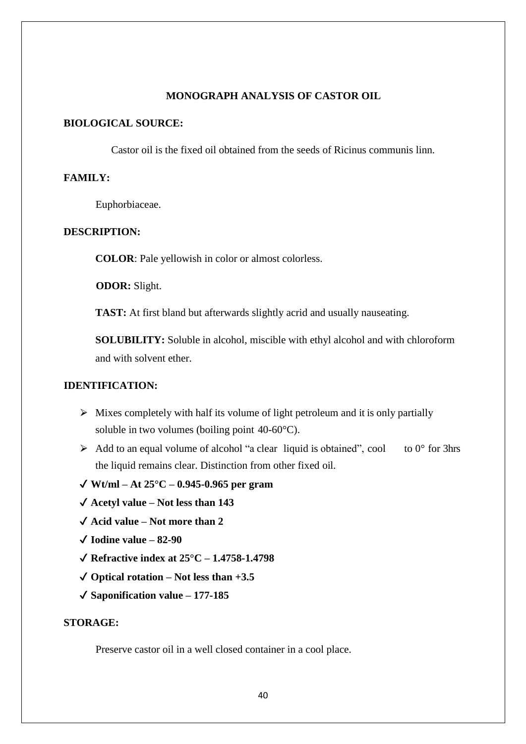## MONOGRAPH ANALYSIS OF CASTOR OIL

**BIOLOGICAL SOURCE:**

Castor oil is the fixed oil obtained from the seeds of Ricinus communis linn.

**FAMILY:**

Euphorbiaceae.

**DESCRIPTION:**

**COLOR**: Pale yellowish in color or almost colorless.

**ODOR:** Slight.

**TAST:** At first bland but afterwards slightly acrid and usually nauseating.

**SOLUBILITY:** Soluble in alcohol, miscible with ethyl alcohol and with chloroform and with solvent ether.

**IDENTIFICATION:**

- Mixes completely with half its volume of light petroleum and it is only partially soluble in two volumes (boiling point 40-60°C).
- Add to an equal volume of alcohol "a clear liquid is obtained", cool to 0° for 3hrs the liquid remains clear. Distinction from other fixed oil.

- ✓ **Wt/ml – At 25°C – 0.945-0.965 per gram**
- ✓ **Acetyl value – Not less than 143**
- ✓ **Acid value – Not more than 2**
- ✓ **Iodine value – 82-90**
- ✓ **Refractive index at 25°C – 1.4758-1.4798**
- ✓ **Optical rotation – Not less than +3.5**
- ✓ **Saponification value – 177-185**

**STORAGE:**

Preserve castor oil in a well closed container in a cool place.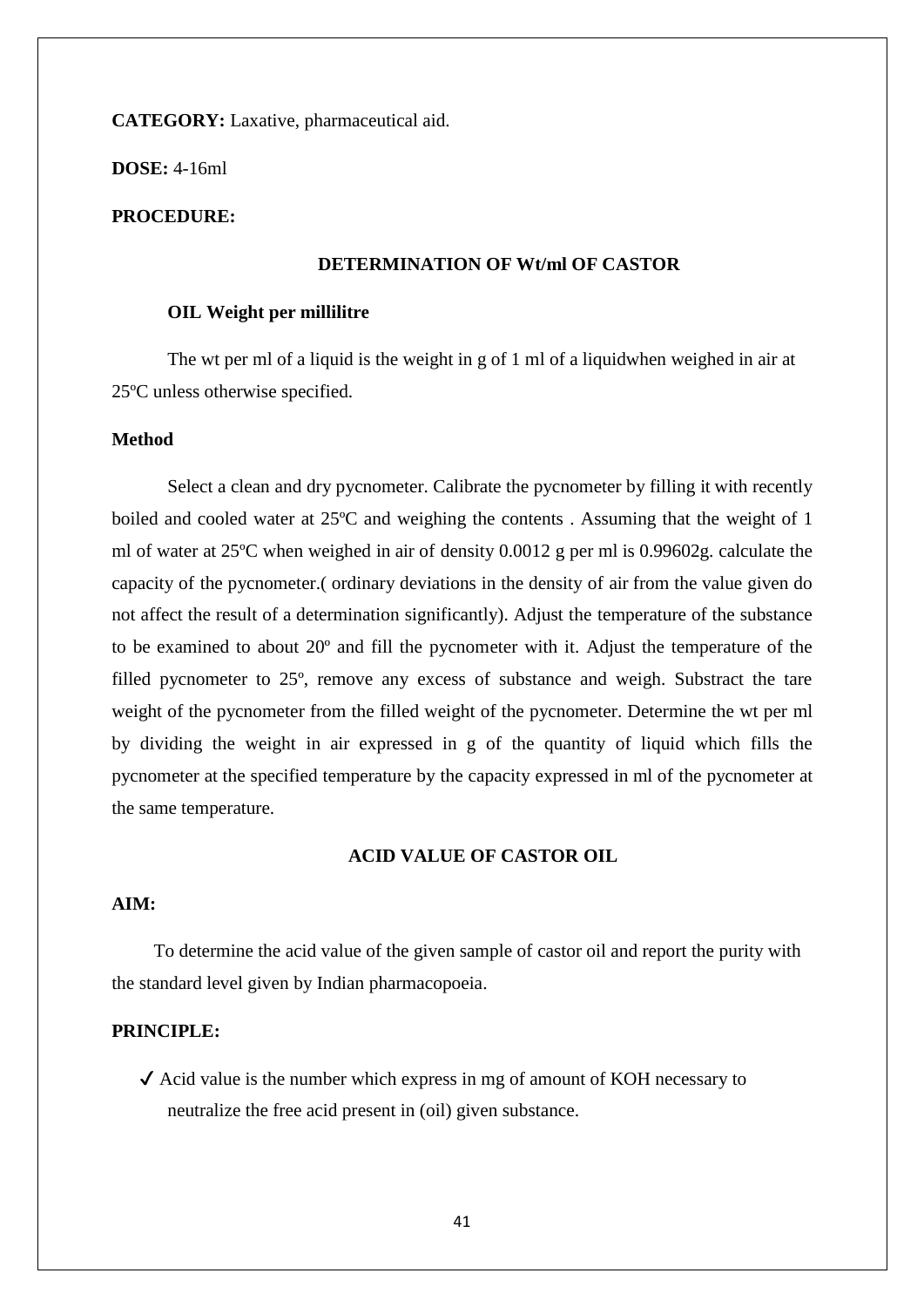**CATEGORY:** Laxative, pharmaceutical aid.

**DOSE:** 4-16ml

**PROCEDURE:**

### DETERMINATION OF Wt/ml OF CASTOR

**OIL Weight per millilitre**

The wt per ml of a liquid is the weight in g of 1 ml of a liquidwhen weighed in air at 25ºC unless otherwise specified.

**Method**

Select a clean and dry pycnometer. Calibrate the pycnometer by filling it with recently boiled and cooled water at 25ºC and weighing the contents . Assuming that the weight of 1 ml of water at 25ºC when weighed in air of density 0.0012 g per ml is 0.99602g. calculate the capacity of the pycnometer.( ordinary deviations in the density of air from the value given do not affect the result of a determination significantly). Adjust the temperature of the substance to be examined to about 20º and fill the pycnometer with it. Adjust the temperature of the filled pycnometer to 25º, remove any excess of substance and weigh. Substract the tare weight of the pycnometer from the filled weight of the pycnometer. Determine the wt per ml by dividing the weight in air expressed in g of the quantity of liquid which fills the pycnometer at the specified temperature by the capacity expressed in ml of the pycnometer at the same temperature.

### ACID VALUE OF CASTOR OIL

**AIM:**

To determine the acid value of the given sample of castor oil and report the purity with the standard level given by Indian pharmacopoeia.

**PRINCIPLE:**

- ✓ Acid value is the number which express in mg of amount of KOH necessary to neutralize the free acid present in (oil) given substance.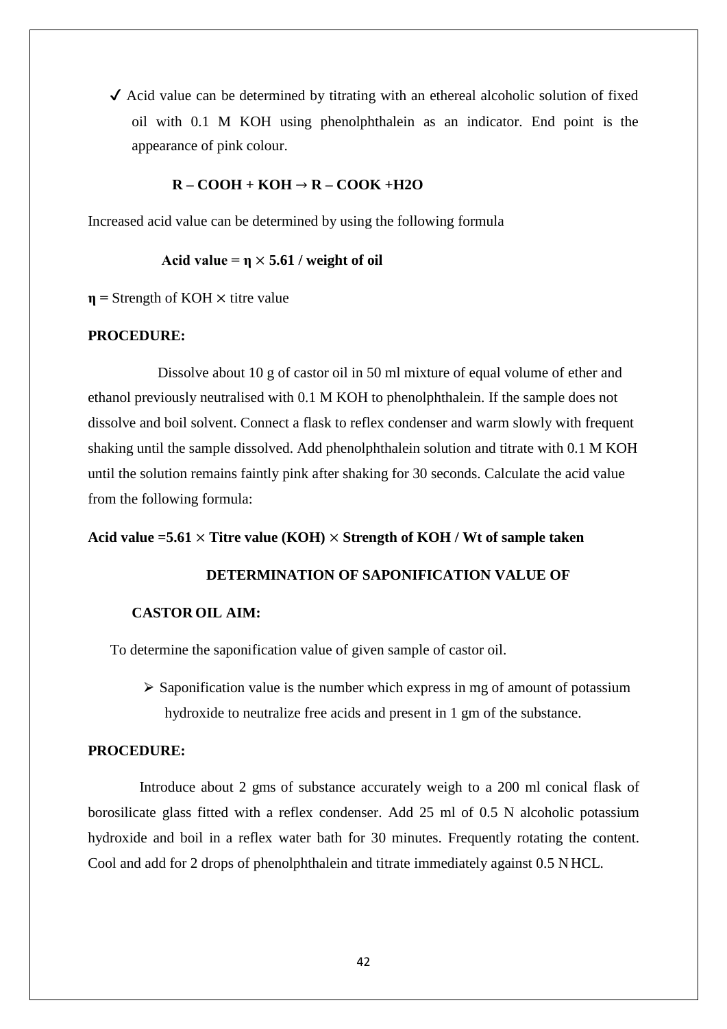✓ Acid value can be determined by titrating with an ethereal alcoholic solution of fixed oil with 0.1 M KOH using phenolphthalein as an indicator. End point is the appearance of pink colour.

$$R – COOH + KOH \rightarrow R – COOK + H_2O$$

Increased acid value can be determined by using the following formula

**Acid value = η × 5.61 / weight of oil**

**η =** Strength of KOH × titre value

**PROCEDURE:**

Dissolve about 10 g of castor oil in 50 ml mixture of equal volume of ether and ethanol previously neutralised with 0.1 M KOH to phenolphthalein. If the sample does not dissolve and boil solvent. Connect a flask to reflex condenser and warm slowly with frequent shaking until the sample dissolved. Add phenolphthalein solution and titrate with 0.1 M KOH until the solution remains faintly pink after shaking for 30 seconds. Calculate the acid value from the following formula:

**Acid value =5.61 × Titre value (KOH) × Strength of KOH / Wt of sample taken**

## DETERMINATION OF SAPONIFICATION VALUE OF CASTOR OIL

**AIM:**

To determine the saponification value of given sample of castor oil.

- Saponification value is the number which express in mg of amount of potassium hydroxide to neutralize free acids and present in 1 gm of the substance.

**PROCEDURE:**

Introduce about 2 gms of substance accurately weigh to a 200 ml conical flask of borosilicate glass fitted with a reflex condenser. Add 25 ml of 0.5 N alcoholic potassium hydroxide and boil in a reflex water bath for 30 minutes. Frequently rotating the content. Cool and add for 2 drops of phenolphthalein and titrate immediately against 0.5 N HCL.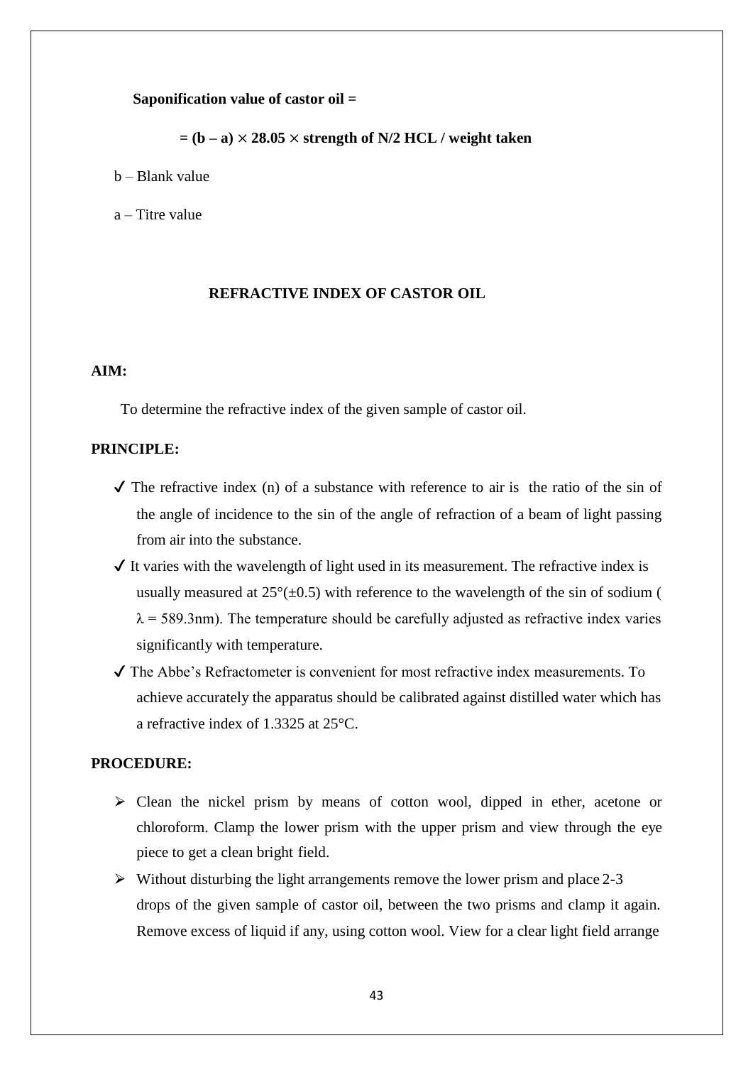**Saponification value of castor oil =**

**= (b – a) $\times$ 28.05 $\times$ strength of N/2 HCL / weight taken**

b – Blank value

a – Titre value

## REFRACTIVE INDEX OF CASTOR OIL

**AIM:**

To determine the refractive index of the given sample of castor oil.

**PRINCIPLE:**

- ✓ The refractive index (n) of a substance with reference to air is the ratio of the sin of the angle of incidence to the sin of the angle of refraction of a beam of light passing from air into the substance.
- ✓ It varies with the wavelength of light used in its measurement. The refractive index is usually measured at 25°(±0.5) with reference to the wavelength of the sin of sodium ( $\lambda$ = 589.3nm). The temperature should be carefully adjusted as refractive index varies significantly with temperature.
- ✓ The Abbe's Refractometer is convenient for most refractive index measurements. To achieve accurately the apparatus should be calibrated against distilled water which has a refractive index of 1.3325 at 25°C.

**PROCEDURE:**

- ➢ Clean the nickel prism by means of cotton wool, dipped in ether, acetone or chloroform. Clamp the lower prism with the upper prism and view through the eye piece to get a clean bright field.
- ➢ Without disturbing the light arrangements remove the lower prism and place 2-3 drops of the given sample of castor oil, between the two prisms and clamp it again. Remove excess of liquid if any, using cotton wool. View for a clear light field arrange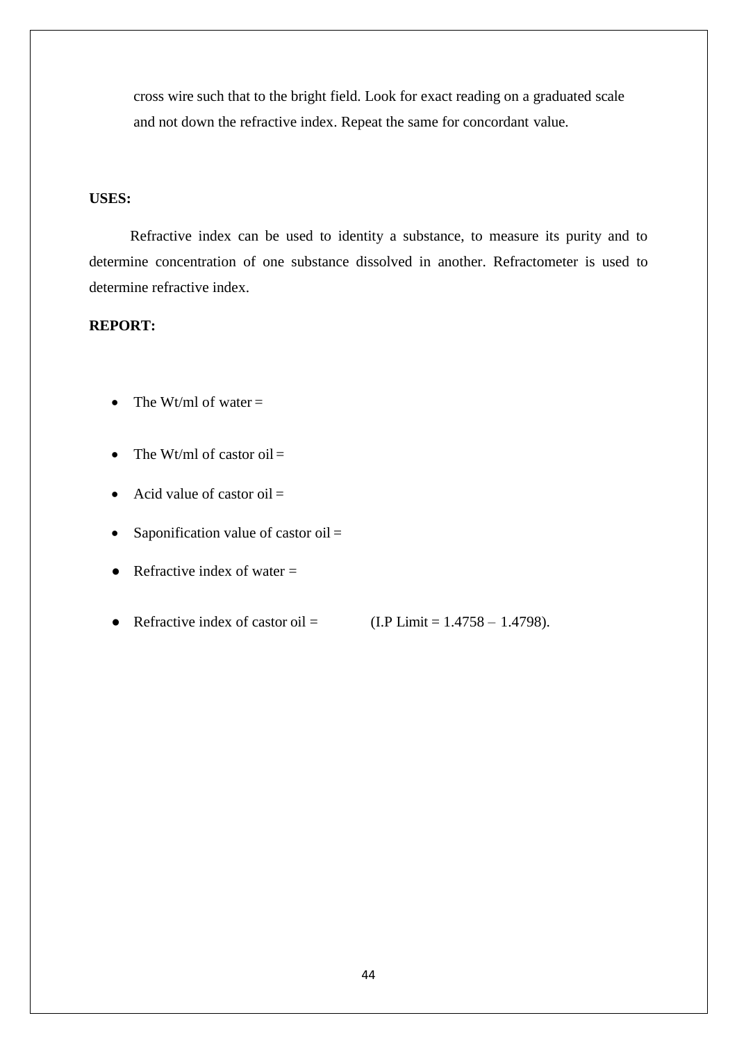cross wire such that to the bright field. Look for exact reading on a graduated scale and not down the refractive index. Repeat the same for concordant value.

**USES:**

Refractive index can be used to identity a substance, to measure its purity and to determine concentration of one substance dissolved in another. Refractometer is used to determine refractive index.

**REPORT:**

- The Wt/ml of water =
- The Wt/ml of castor oil =
- Acid value of castor oil =
- Saponification value of castor oil =
- Refractive index of water =
- Refractive index of castor oil = (I.P Limit = 1.4758 – 1.4798).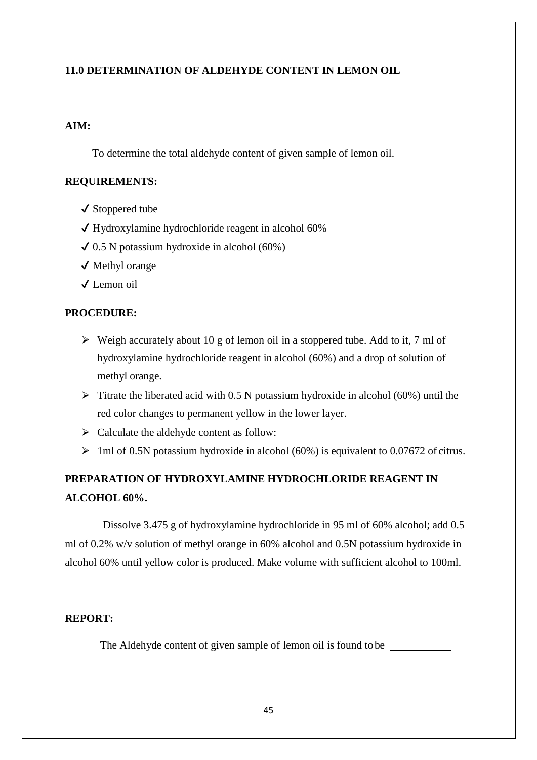## 11.0 DETERMINATION OF ALDEHYDE CONTENT IN LEMON OIL

**AIM:**

To determine the total aldehyde content of given sample of lemon oil.

**REQUIREMENTS:**

- ✓ Stoppered tube
- ✓ Hydroxylamine hydrochloride reagent in alcohol 60%
- ✓ 0.5 N potassium hydroxide in alcohol (60%)
- ✓ Methyl orange
- ✓ Lemon oil

**PROCEDURE:**

- Weigh accurately about 10 g of lemon oil in a stoppered tube. Add to it, 7 ml of hydroxylamine hydrochloride reagent in alcohol (60%) and a drop of solution of methyl orange.
- Titrate the liberated acid with 0.5 N potassium hydroxide in alcohol (60%) until the red color changes to permanent yellow in the lower layer.
- Calculate the aldehyde content as follow:
- 1ml of 0.5N potassium hydroxide in alcohol (60%) is equivalent to 0.07672 of citrus.

**PREPARATION OF HYDROXYLAMINE HYDROCHLORIDE REAGENT IN ALCOHOL 60%.**

Dissolve 3.475 g of hydroxylamine hydrochloride in 95 ml of 60% alcohol; add 0.5 ml of 0.2% w/v solution of methyl orange in 60% alcohol and 0.5N potassium hydroxide in alcohol 60% until yellow color is produced. Make volume with sufficient alcohol to 100ml.

**REPORT:**

The Aldehyde content of given sample of lemon oil is found to be ___________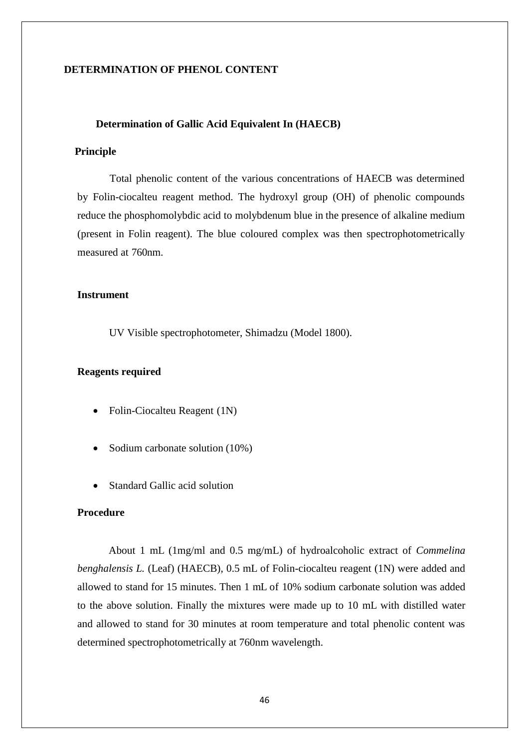# DETERMINATION OF PHENOL CONTENT

## Determination of Gallic Acid Equivalent In (HAECB)

### Principle

Total phenolic content of the various concentrations of HAECB was determined by Folin-ciocalteu reagent method. The hydroxyl group (OH) of phenolic compounds reduce the phosphomolybdic acid to molybdenum blue in the presence of alkaline medium (present in Folin reagent). The blue coloured complex was then spectrophotometrically measured at 760nm.

### Instrument

UV Visible spectrophotometer, Shimadzu (Model 1800).

### Reagents required

- Folin-Ciocalteu Reagent (1N)
- Sodium carbonate solution (10%)
- Standard Gallic acid solution

### Procedure

About 1 mL (1mg/ml and 0.5 mg/mL) of hydroalcoholic extract of *Commelina benghalensis L.* (Leaf) (HAECB), 0.5 mL of Folin-ciocalteu reagent (1N) were added and allowed to stand for 15 minutes. Then 1 mL of 10% sodium carbonate solution was added to the above solution. Finally the mixtures were made up to 10 mL with distilled water and allowed to stand for 30 minutes at room temperature and total phenolic content was determined spectrophotometrically at 760nm wavelength.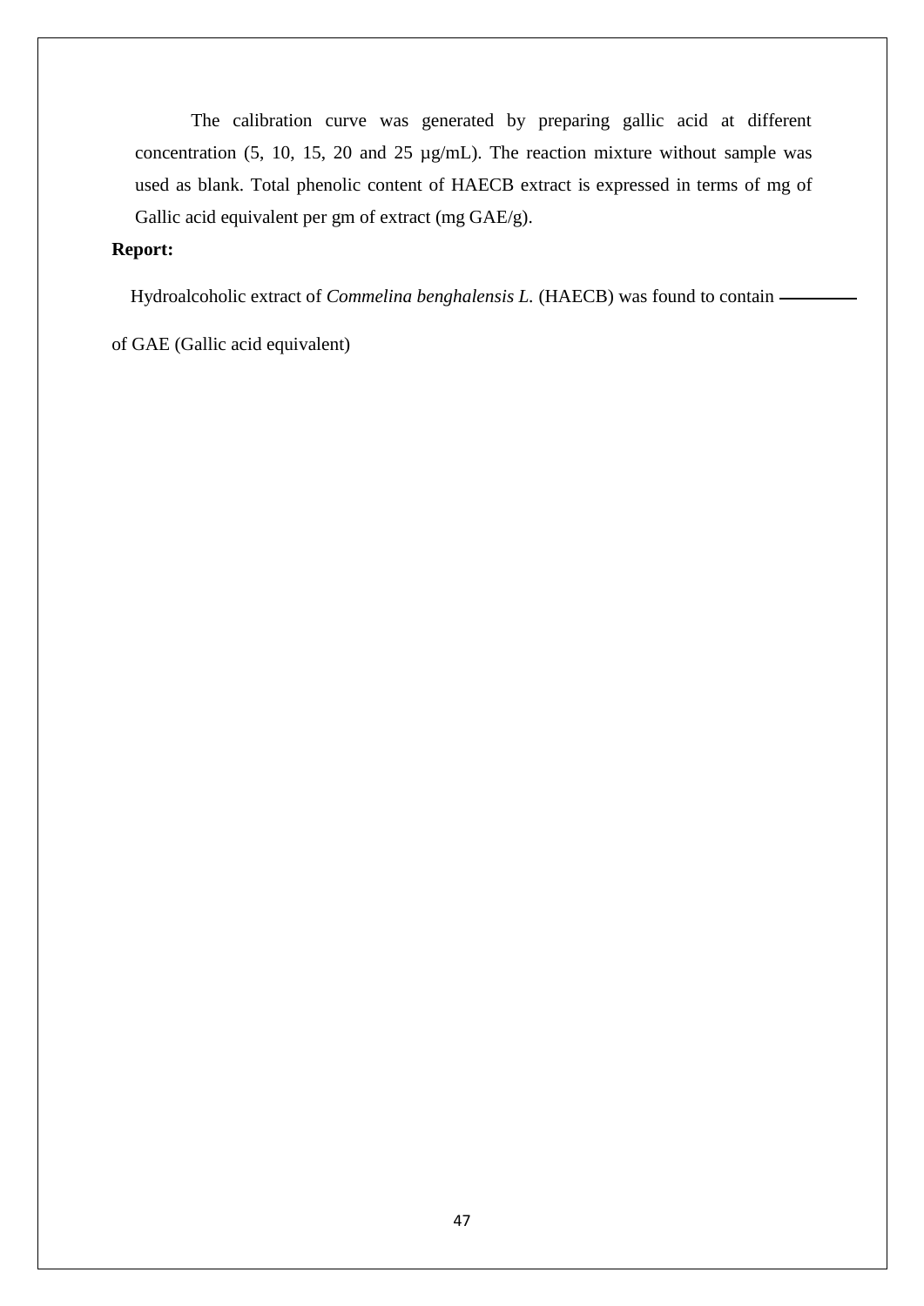The calibration curve was generated by preparing gallic acid at different concentration (5, 10, 15, 20 and 25 µg/mL). The reaction mixture without sample was used as blank. Total phenolic content of HAECB extract is expressed in terms of mg of Gallic acid equivalent per gm of extract (mg GAE/g).

**Report:**

Hydroalcoholic extract of *Commelina benghalensis L.* (HAECB) was found to contain ________ of GAE (Gallic acid equivalent)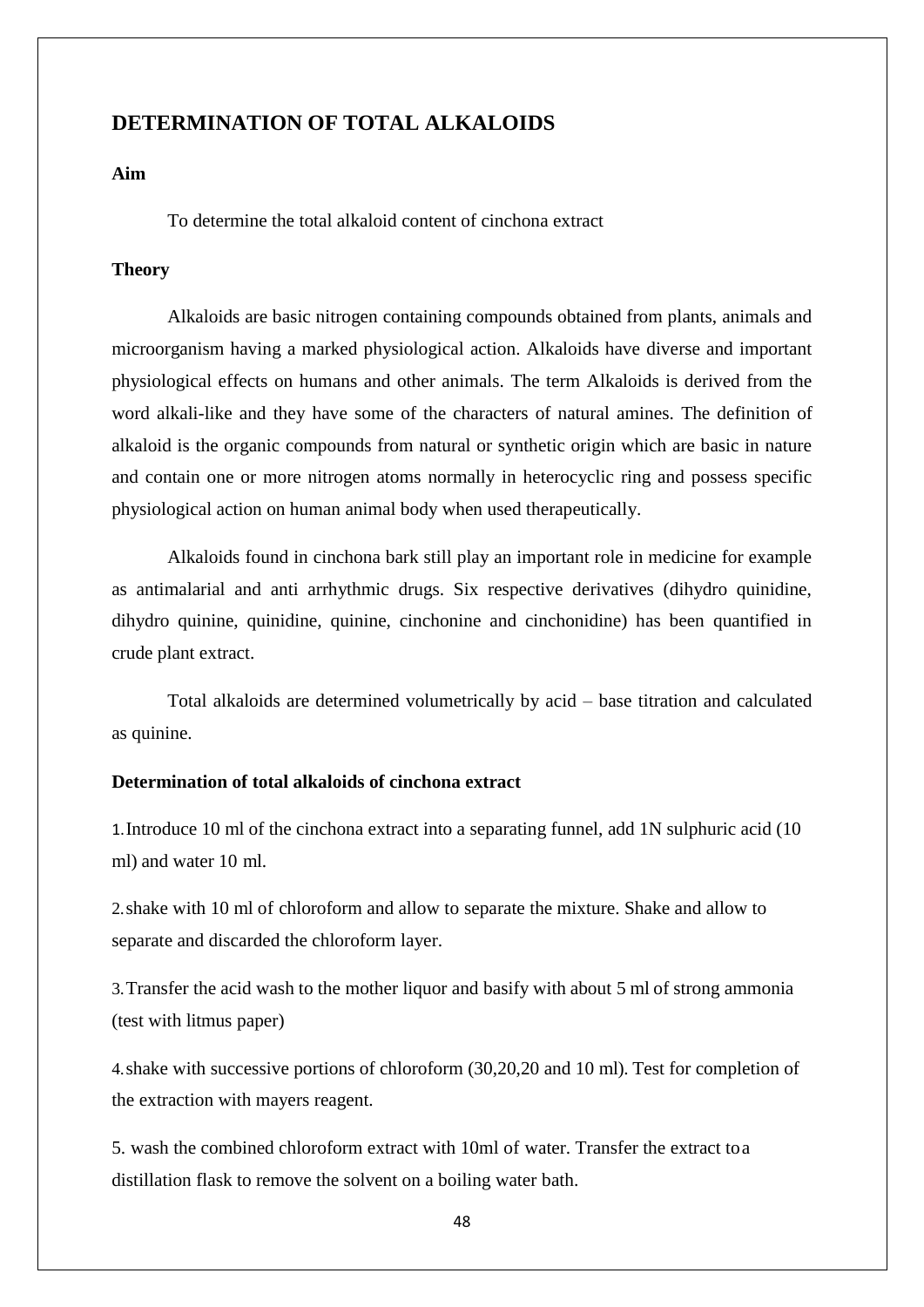## DETERMINATION OF TOTAL ALKALOIDS

**Aim**

To determine the total alkaloid content of cinchona extract

**Theory**

Alkaloids are basic nitrogen containing compounds obtained from plants, animals and microorganism having a marked physiological action. Alkaloids have diverse and important physiological effects on humans and other animals. The term Alkaloids is derived from the word alkali-like and they have some of the characters of natural amines. The definition of alkaloid is the organic compounds from natural or synthetic origin which are basic in nature and contain one or more nitrogen atoms normally in heterocyclic ring and possess specific physiological action on human animal body when used therapeutically.

Alkaloids found in cinchona bark still play an important role in medicine for example as antimalarial and anti arrhythmic drugs. Six respective derivatives (dihydro quinidine, dihydro quinine, quinidine, quinine, cinchonine and cinchonidine) has been quantified in crude plant extract.

Total alkaloids are determined volumetrically by acid – base titration and calculated as quinine.

**Determination of total alkaloids of cinchona extract**

1. Introduce 10 ml of the cinchona extract into a separating funnel, add 1N sulphuric acid (10 ml) and water 10 ml.

2. shake with 10 ml of chloroform and allow to separate the mixture. Shake and allow to separate and discarded the chloroform layer.

3. Transfer the acid wash to the mother liquor and basify with about 5 ml of strong ammonia (test with litmus paper)

4. shake with successive portions of chloroform (30,20,20 and 10 ml). Test for completion of the extraction with mayers reagent.

5. wash the combined chloroform extract with 10ml of water. Transfer the extract to a distillation flask to remove the solvent on a boiling water bath.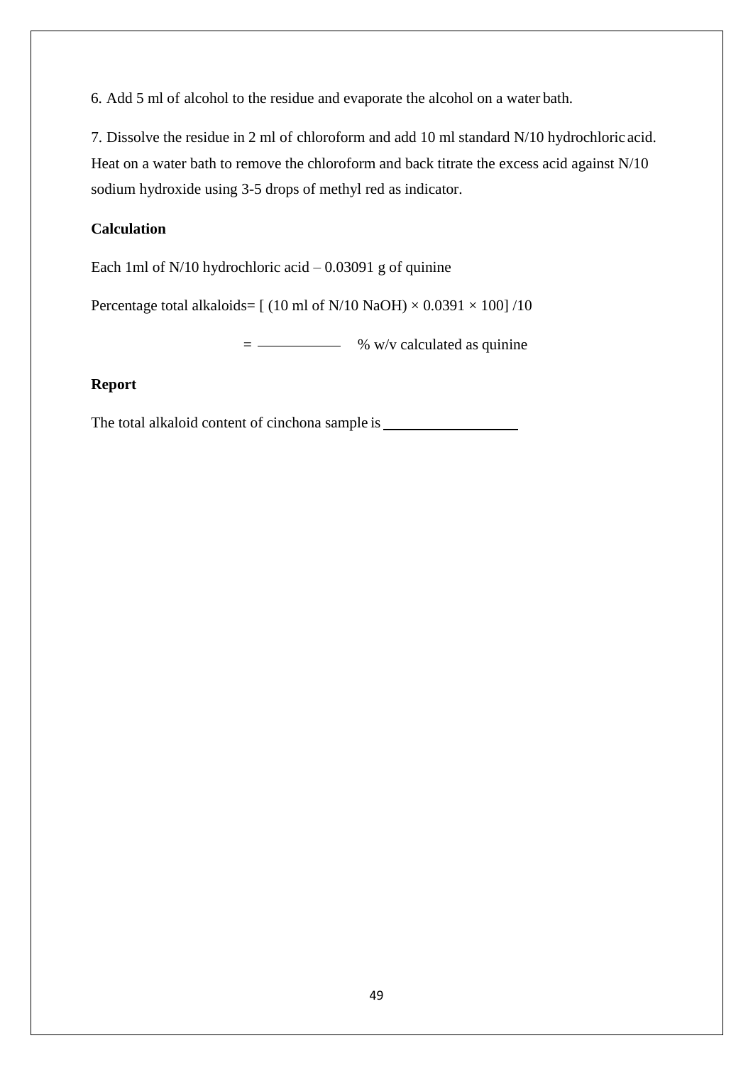6. Add 5 ml of alcohol to the residue and evaporate the alcohol on a water bath.

7. Dissolve the residue in 2 ml of chloroform and add 10 ml standard N/10 hydrochloric acid. Heat on a water bath to remove the chloroform and back titrate the excess acid against N/10 sodium hydroxide using 3-5 drops of methyl red as indicator.

**Calculation**

Each 1ml of N/10 hydrochloric acid – 0.03091 g of quinine

Percentage total alkaloids= [ (10 ml of N/10 NaOH) × 0.0391 × 100] /10

= ________ % w/v calculated as quinine

**Report**

The total alkaloid content of cinchona sample is ________________